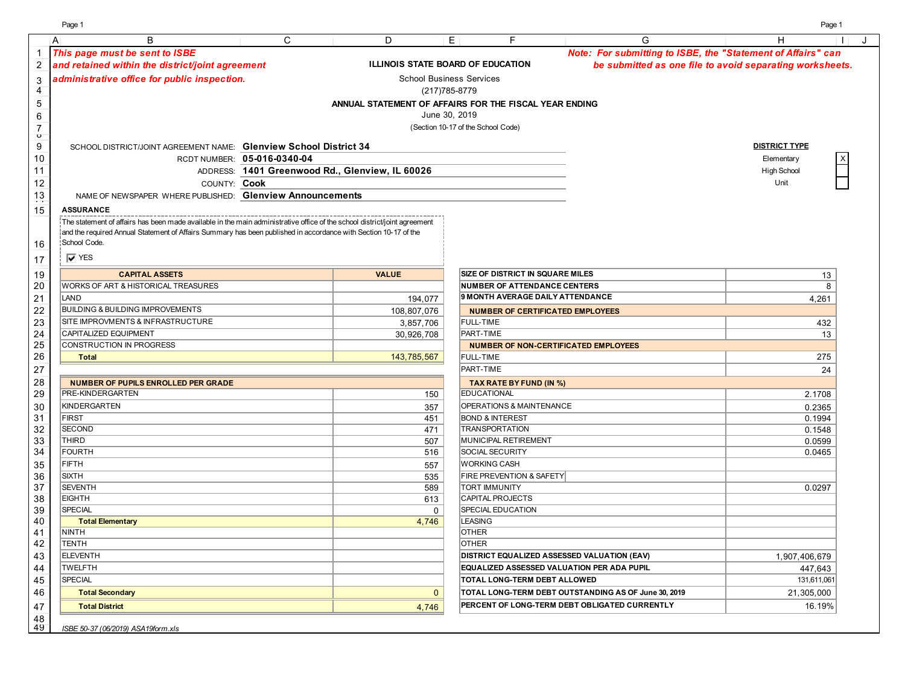*This page must be sent to ISBE and retained within the district/joint agreement administrative office for public inspection.*

*Note: For submitting to ISBE, the "Statement of Affairs" can be submitted as one file to avoid separating worksheets.*

**ILLINOIS STATE BOARD OF EDUCATION**

School Business Services

(217)785-8779

**ANNUAL STATEMENT OF AFFAIRS FOR THE FISCAL YEAR ENDING**

June 30, 2019

(Section 10-17 of the School Code)

SCHOOL DISTRICT/JOINT AGREEMENT NAME: **Glenview School District 34**

RCDT NUMBER: **05-016-0340-04**

ADDRESS: **1401 Greenwood Rd., Glenview, IL 60026**

COUNTY: **Cook**

NAME OF NEWSPAPER WHERE PUBLISHED: **Glenview Announcements**

**DISTRICT TYPE**

| Type | |
|---|---|
| Elementary | X |
| High School | |
| Unit | |

**ASSURANCE**

The statement of affairs has been made available in the main administrative office of the school district/joint agreement and the required Annual Statement of Affairs Summary has been published in accordance with Section 10-17 of the School Code.

☑ YES

| CAPITAL ASSETS | VALUE |
|---|---|
| WORKS OF ART & HISTORICAL TREASURES | |
| LAND | 194,077 |
| BUILDING & BUILDING IMPROVEMENTS | 108,807,076 |
| SITE IMPROVMENTS & INFRASTRUCTURE | 3,857,706 |
| CAPITALIZED EQUIPMENT | 30,926,708 |
| CONSTRUCTION IN PROGRESS | |
| **Total** | 143,785,567 |

| NUMBER OF PUPILS ENROLLED PER GRADE | |
|---|---|
| PRE-KINDERGARTEN | 150 |
| KINDERGARTEN | 357 |
| FIRST | 451 |
| SECOND | 471 |
| THIRD | 507 |
| FOURTH | 516 |
| FIFTH | 557 |
| SIXTH | 535 |
| SEVENTH | 589 |
| EIGHTH | 613 |
| SPECIAL | 0 |
| **Total Elementary** | 4,746 |
| NINTH | |
| TENTH | |
| ELEVENTH | |
| TWELFTH | |
| SPECIAL | |
| **Total Secondary** | 0 |
| **Total District** | 4,746 |

| | |
|---|---|
| **SIZE OF DISTRICT IN SQUARE MILES** | 13 |
| **NUMBER OF ATTENDANCE CENTERS** | 8 |
| **9 MONTH AVERAGE DAILY ATTENDANCE** | 4,261 |
| **NUMBER OF CERTIFICATED EMPLOYEES** | |
| FULL-TIME | 432 |
| PART-TIME | 13 |
| **NUMBER OF NON-CERTIFICATED EMPLOYEES** | |
| FULL-TIME | 275 |
| PART-TIME | 24 |
| **TAX RATE BY FUND (IN %)** | |
| EDUCATIONAL | 2.1708 |
| OPERATIONS & MAINTENANCE | 0.2365 |
| BOND & INTEREST | 0.1994 |
| TRANSPORTATION | 0.1548 |
| MUNICIPAL RETIREMENT | 0.0599 |
| SOCIAL SECURITY | 0.0465 |
| WORKING CASH | |
| FIRE PREVENTION & SAFETY | |
| TORT IMMUNITY | 0.0297 |
| CAPITAL PROJECTS | |
| SPECIAL EDUCATION | |
| LEASING | |
| OTHER | |
| OTHER | |
| **DISTRICT EQUALIZED ASSESSED VALUATION (EAV)** | 1,907,406,679 |
| **EQUALIZED ASSESSED VALUATION PER ADA PUPIL** | 447,643 |
| **TOTAL LONG-TERM DEBT ALLOWED** | 131,611,061 |
| **TOTAL LONG-TERM DEBT OUTSTANDING AS OF June 30, 2019** | 21,305,000 |
| **PERCENT OF LONG-TERM DEBT OBLIGATED CURRENTLY** | 16.19% |

*ISBE 50-37 (06/2019) ASA19form.xls*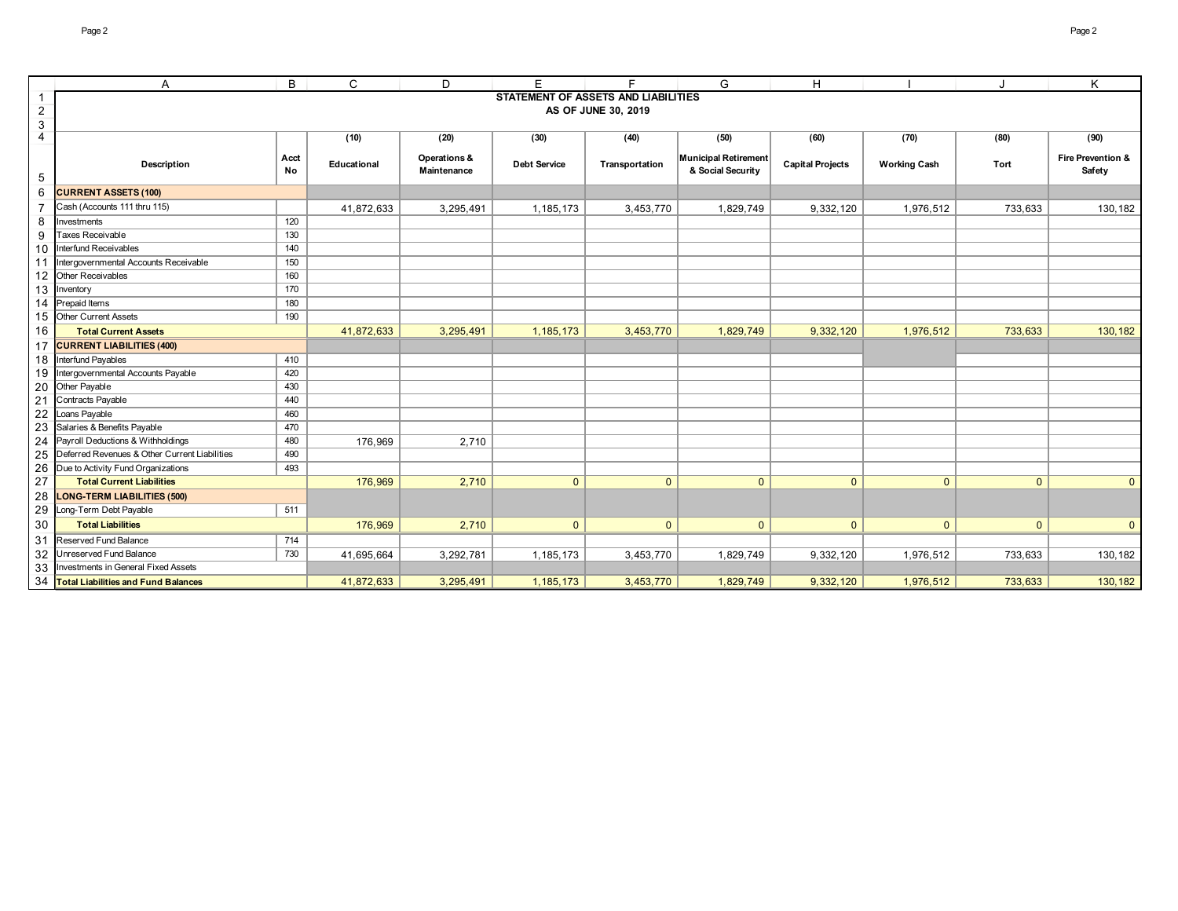## STATEMENT OF ASSETS AND LIABILITIES
### AS OF JUNE 30, 2019

| Description | Acct No | (10) Educational | (20) Operations & Maintenance | (30) Debt Service | (40) Transportation | (50) Municipal Retirement & Social Security | (60) Capital Projects | (70) Working Cash | (80) Tort | (90) Fire Prevention & Safety |
|---|---|---|---|---|---|---|---|---|---|---|
| **CURRENT ASSETS (100)** | | | | | | | | | | |
| Cash (Accounts 111 thru 115) | | 41,872,633 | 3,295,491 | 1,185,173 | 3,453,770 | 1,829,749 | 9,332,120 | 1,976,512 | 733,633 | 130,182 |
| Investments | 120 | | | | | | | | | |
| Taxes Receivable | 130 | | | | | | | | | |
| Interfund Receivables | 140 | | | | | | | | | |
| Intergovernmental Accounts Receivable | 150 | | | | | | | | | |
| Other Receivables | 160 | | | | | | | | | |
| Inventory | 170 | | | | | | | | | |
| Prepaid Items | 180 | | | | | | | | | |
| Other Current Assets | 190 | | | | | | | | | |
| **Total Current Assets** | | 41,872,633 | 3,295,491 | 1,185,173 | 3,453,770 | 1,829,749 | 9,332,120 | 1,976,512 | 733,633 | 130,182 |
| **CURRENT LIABILITIES (400)** | | | | | | | | | | |
| Interfund Payables | 410 | | | | | | | | | |
| Intergovernmental Accounts Payable | 420 | | | | | | | | | |
| Other Payable | 430 | | | | | | | | | |
| Contracts Payable | 440 | | | | | | | | | |
| Loans Payable | 460 | | | | | | | | | |
| Salaries & Benefits Payable | 470 | | | | | | | | | |
| Payroll Deductions & Withholdings | 480 | 176,969 | 2,710 | | | | | | | |
| Deferred Revenues & Other Current Liabilities | 490 | | | | | | | | | |
| Due to Activity Fund Organizations | 493 | | | | | | | | | |
| **Total Current Liabilities** | | 176,969 | 2,710 | 0 | 0 | 0 | 0 | 0 | 0 | 0 |
| **LONG-TERM LIABILITIES (500)** | | | | | | | | | | |
| Long-Term Debt Payable | 511 | | | | | | | | | |
| **Total Liabilities** | | 176,969 | 2,710 | 0 | 0 | 0 | 0 | 0 | 0 | 0 |
| Reserved Fund Balance | 714 | | | | | | | | | |
| Unreserved Fund Balance | 730 | 41,695,664 | 3,292,781 | 1,185,173 | 3,453,770 | 1,829,749 | 9,332,120 | 1,976,512 | 733,633 | 130,182 |
| Investments in General Fixed Assets | | | | | | | | | | |
| **Total Liabilities and Fund Balances** | | 41,872,633 | 3,295,491 | 1,185,173 | 3,453,770 | 1,829,749 | 9,332,120 | 1,976,512 | 733,633 | 130,182 |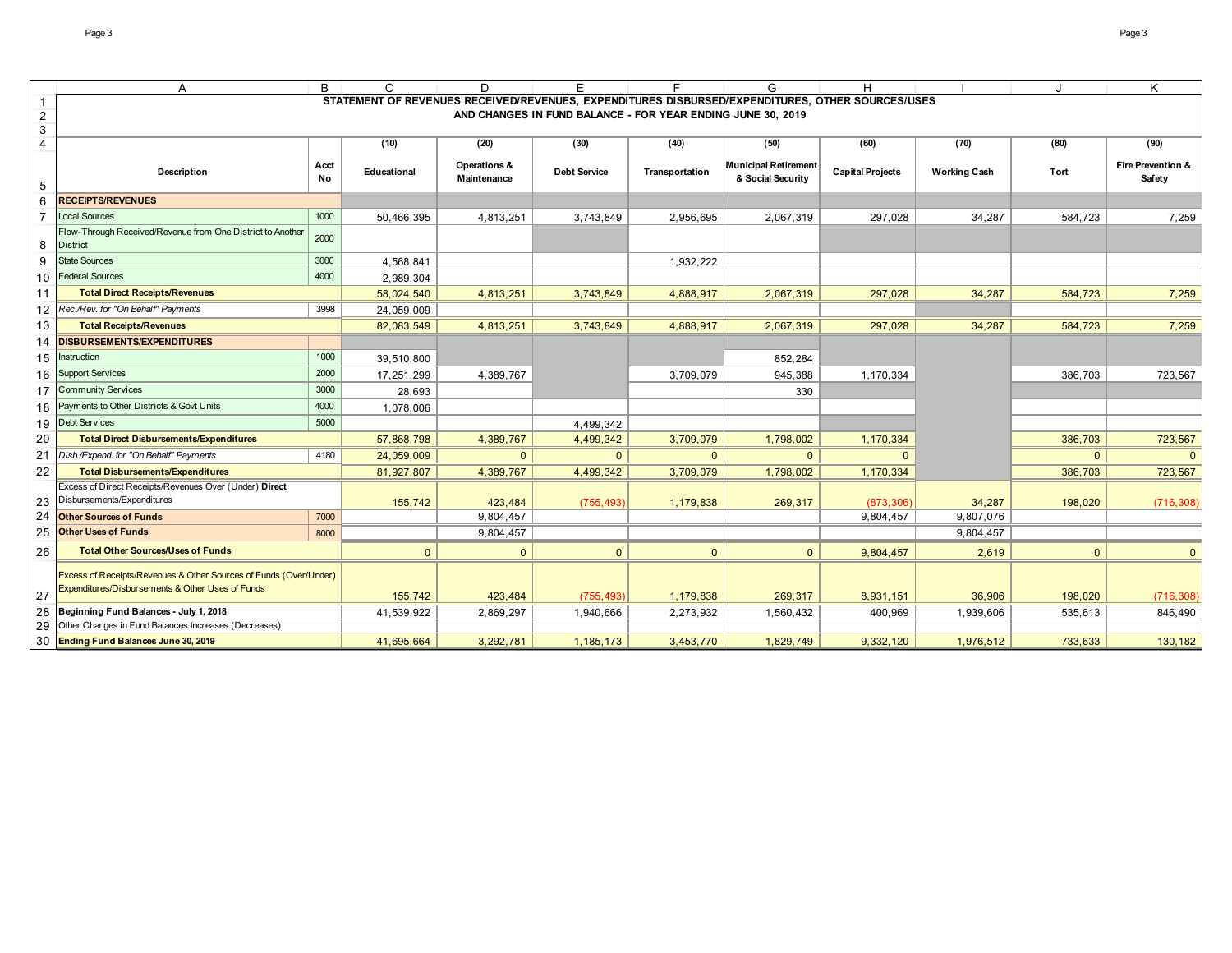# STATEMENT OF REVENUES RECEIVED/REVENUES, EXPENDITURES DISBURSED/EXPENDITURES, OTHER SOURCES/USES AND CHANGES IN FUND BALANCE - FOR YEAR ENDING JUNE 30, 2019

| Description | Acct No | (10) Educational | (20) Operations & Maintenance | (30) Debt Service | (40) Transportation | (50) Municipal Retirement & Social Security | (60) Capital Projects | (70) Working Cash | (80) Tort | (90) Fire Prevention & Safety |
|---|---|---|---|---|---|---|---|---|---|---|
| **RECEIPTS/REVENUES** | | | | | | | | | | |
| Local Sources | 1000 | 50,466,395 | 4,813,251 | 3,743,849 | 2,956,695 | 2,067,319 | 297,028 | 34,287 | 584,723 | 7,259 |
| Flow-Through Received/Revenue from One District to Another District | 2000 | | | | | | | | | |
| State Sources | 3000 | 4,568,841 | | | 1,932,222 | | | | | |
| Federal Sources | 4000 | 2,989,304 | | | | | | | | |
| **Total Direct Receipts/Revenues** | | 58,024,540 | 4,813,251 | 3,743,849 | 4,888,917 | 2,067,319 | 297,028 | 34,287 | 584,723 | 7,259 |
| *Rec./Rev. for "On Behalf" Payments* | 3998 | 24,059,009 | | | | | | | | |
| **Total Receipts/Revenues** | | 82,083,549 | 4,813,251 | 3,743,849 | 4,888,917 | 2,067,319 | 297,028 | 34,287 | 584,723 | 7,259 |
| **DISBURSEMENTS/EXPENDITURES** | | | | | | | | | | |
| Instruction | 1000 | 39,510,800 | | | | 852,284 | | | | |
| Support Services | 2000 | 17,251,299 | 4,389,767 | | 3,709,079 | 945,388 | 1,170,334 | | 386,703 | 723,567 |
| Community Services | 3000 | 28,693 | | | | 330 | | | | |
| Payments to Other Districts & Govt Units | 4000 | 1,078,006 | | | | | | | | |
| Debt Services | 5000 | | | 4,499,342 | | | | | | |
| **Total Direct Disbursements/Expenditures** | | 57,868,798 | 4,389,767 | 4,499,342 | 3,709,079 | 1,798,002 | 1,170,334 | | 386,703 | 723,567 |
| *Disb./Expend. for "On Behalf" Payments* | 4180 | 24,059,009 | 0 | 0 | 0 | 0 | 0 | | 0 | 0 |
| **Total Disbursements/Expenditures** | | 81,927,807 | 4,389,767 | 4,499,342 | 3,709,079 | 1,798,002 | 1,170,334 | | 386,703 | 723,567 |
| Excess of Direct Receipts/Revenues Over (Under) **Direct** Disbursements/Expenditures | | 155,742 | 423,484 | (755,493) | 1,179,838 | 269,317 | (873,306) | 34,287 | 198,020 | (716,308) |
| **Other Sources of Funds** | 7000 | | 9,804,457 | | | | 9,804,457 | 9,807,076 | | |
| **Other Uses of Funds** | 8000 | | 9,804,457 | | | | | 9,804,457 | | |
| **Total Other Sources/Uses of Funds** | | 0 | 0 | 0 | 0 | 0 | 9,804,457 | 2,619 | 0 | 0 |
| Excess of Receipts/Revenues & Other Sources of Funds (Over/Under) Expenditures/Disbursements & Other Uses of Funds | | 155,742 | 423,484 | (755,493) | 1,179,838 | 269,317 | 8,931,151 | 36,906 | 198,020 | (716,308) |
| **Beginning Fund Balances - July 1, 2018** | | 41,539,922 | 2,869,297 | 1,940,666 | 2,273,932 | 1,560,432 | 400,969 | 1,939,606 | 535,613 | 846,490 |
| Other Changes in Fund Balances Increases (Decreases) | | | | | | | | | | |
| **Ending Fund Balances June 30, 2019** | | 41,695,664 | 3,292,781 | 1,185,173 | 3,453,770 | 1,829,749 | 9,332,120 | 1,976,512 | 733,633 | 130,182 |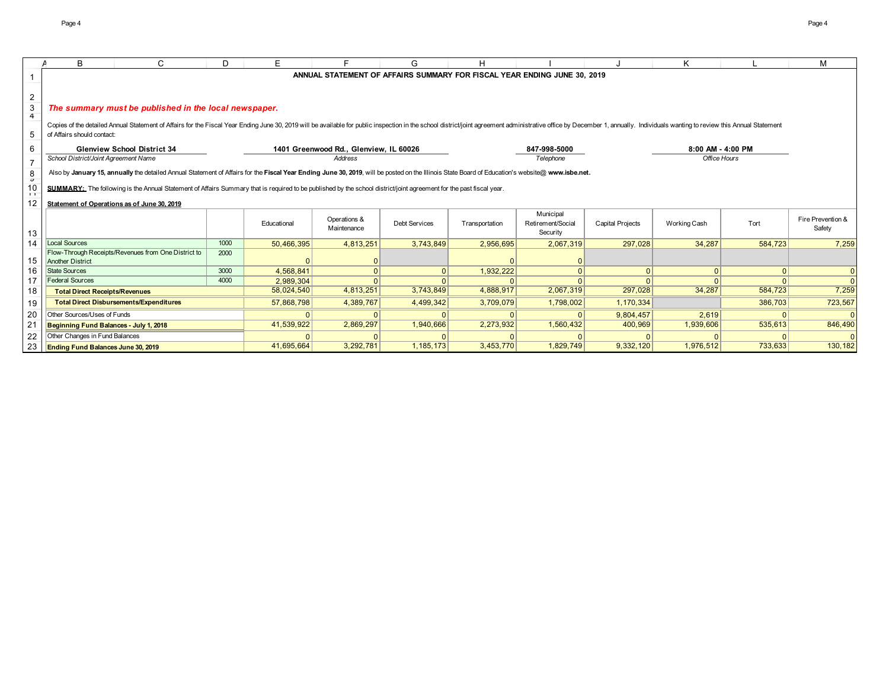# ANNUAL STATEMENT OF AFFAIRS SUMMARY FOR FISCAL YEAR ENDING JUNE 30, 2019

***The summary must be published in the local newspaper.***

Copies of the detailed Annual Statement of Affairs for the Fiscal Year Ending June 30, 2019 will be available for public inspection in the school district/joint agreement administrative office by December 1, annually. Individuals wanting to review this Annual Statement of Affairs should contact:

| School District/Joint Agreement Name | Address | Telephone | Office Hours |
|---|---|---|---|
| **Glenview School District 34** | **1401 Greenwood Rd., Glenview, IL 60026** | **847-998-5000** | **8:00 AM - 4:00 PM** |

Also by **January 15, annually** the detailed Annual Statement of Affairs for the **Fiscal Year Ending June 30, 2019**, will be posted on the Illinois State Board of Education's website@ **www.isbe.net.**

**SUMMARY:** The following is the Annual Statement of Affairs Summary that is required to be published by the school district/joint agreement for the past fiscal year.

**Statement of Operations as of June 30, 2019**

| | | Educational | Operations & Maintenance | Debt Services | Transportation | Municipal Retirement/Social Security | Capital Projects | Working Cash | Tort | Fire Prevention & Safety |
|---|---|---|---|---|---|---|---|---|---|---|
| Local Sources | 1000 | 50,466,395 | 4,813,251 | 3,743,849 | 2,956,695 | 2,067,319 | 297,028 | 34,287 | 584,723 | 7,259 |
| Flow-Through Receipts/Revenues from One District to Another District | 2000 | 0 | 0 | | 0 | 0 | | | | |
| State Sources | 3000 | 4,568,841 | 0 | 0 | 1,932,222 | 0 | 0 | 0 | 0 | 0 |
| Federal Sources | 4000 | 2,989,304 | 0 | 0 | 0 | 0 | 0 | 0 | 0 | 0 |
| **Total Direct Receipts/Revenues** | | 58,024,540 | 4,813,251 | 3,743,849 | 4,888,917 | 2,067,319 | 297,028 | 34,287 | 584,723 | 7,259 |
| **Total Direct Disbursements/Expenditures** | | 57,868,798 | 4,389,767 | 4,499,342 | 3,709,079 | 1,798,002 | 1,170,334 | | 386,703 | 723,567 |
| Other Sources/Uses of Funds | | 0 | 0 | 0 | 0 | 0 | 9,804,457 | 2,619 | 0 | 0 |
| **Beginning Fund Balances - July 1, 2018** | | 41,539,922 | 2,869,297 | 1,940,666 | 2,273,932 | 1,560,432 | 400,969 | 1,939,606 | 535,613 | 846,490 |
| Other Changes in Fund Balances | | 0 | 0 | 0 | 0 | 0 | 0 | 0 | 0 | 0 |
| **Ending Fund Balances June 30, 2019** | | 41,695,664 | 3,292,781 | 1,185,173 | 3,453,770 | 1,829,749 | 9,332,120 | 1,976,512 | 733,633 | 130,182 |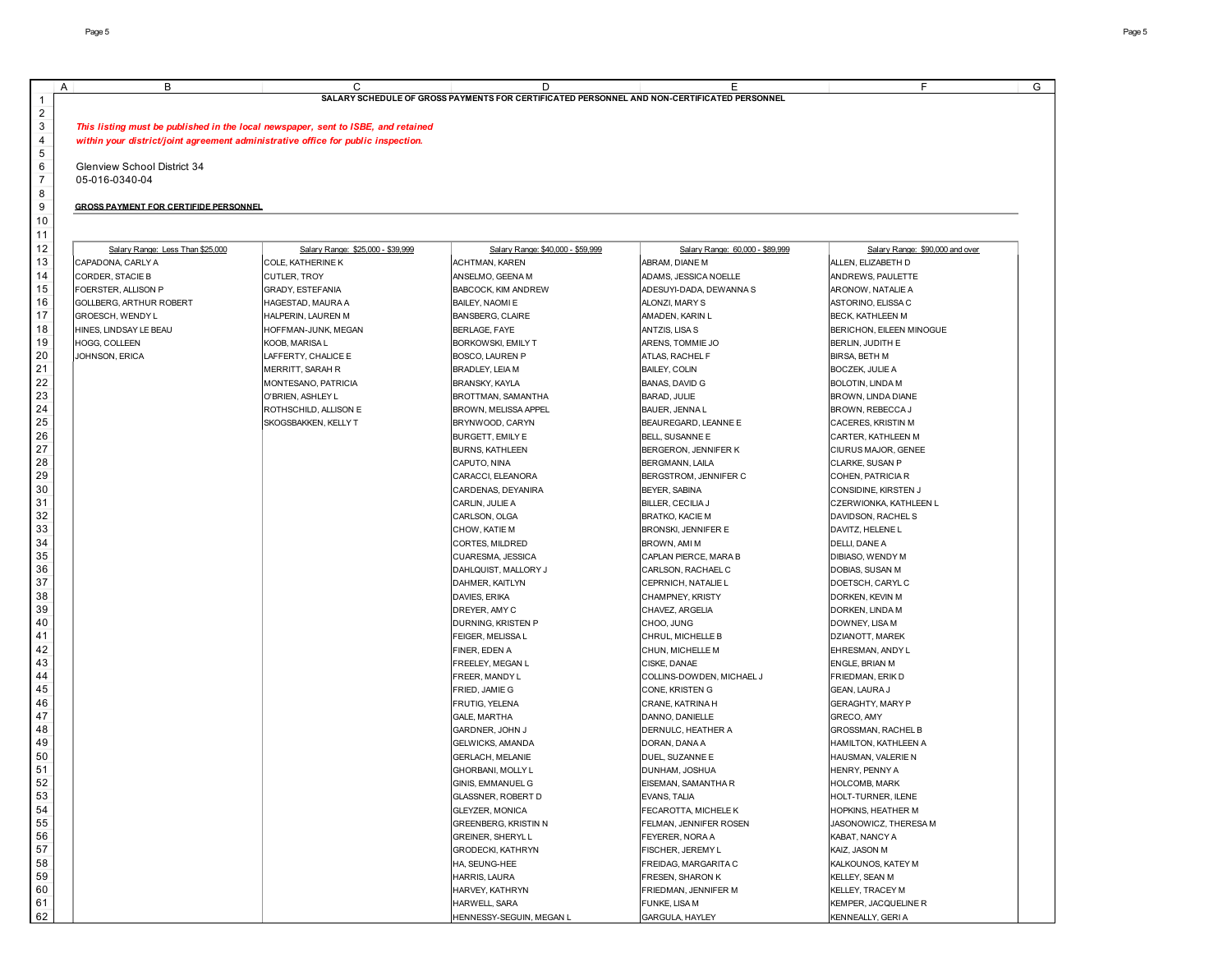**SALARY SCHEDULE OF GROSS PAYMENTS FOR CERTIFICATED PERSONNEL AND NON-CERTIFICATED PERSONNEL**

***This listing must be published in the local newspaper, sent to ISBE, and retained within your district/joint agreement administrative office for public inspection.***

Glenview School District 34
05-016-0340-04

**GROSS PAYMENT FOR CERTIFIDE PERSONNEL**

| Salary Range: Less Than $25,000 | Salary Range: $25,000 - $39,999 | Salary Range: $40,000 - $59,999 | Salary Range: 60,000 - $89,999 | Salary Range: $90,000 and over |
|---|---|---|---|---|
| CAPADONA, CARLY A | COLE, KATHERINE K | ACHTMAN, KAREN | ABRAM, DIANE M | ALLEN, ELIZABETH D |
| CORDER, STACIE B | CUTLER, TROY | ANSELMO, GEENA M | ADAMS, JESSICA NOELLE | ANDREWS, PAULETTE |
| FOERSTER, ALLISON P | GRADY, ESTEFANIA | BABCOCK, KIM ANDREW | ADESUYI-DADA, DEWANNA S | ARONOW, NATALIE A |
| GOLLBERG, ARTHUR ROBERT | HAGESTAD, MAURA A | BAILEY, NAOMI E | ALONZI, MARY S | ASTORINO, ELISSA C |
| GROESCH, WENDY L | HALPERIN, LAUREN M | BANSBERG, CLAIRE | AMADEN, KARIN L | BECK, KATHLEEN M |
| HINES, LINDSAY LE BEAU | HOFFMAN-JUNK, MEGAN | BERLAGE, FAYE | ANTZIS, LISA S | BERICHON, EILEEN MINOGUE |
| HOGG, COLLEEN | KOOB, MARISA L | BORKOWSKI, EMILY T | ARENS, TOMMIE JO | BERLIN, JUDITH E |
| JOHNSON, ERICA | LAFFERTY, CHALICE E | BOSCO, LAUREN P | ATLAS, RACHEL F | BIRSA, BETH M |
| | MERRITT, SARAH R | BRADLEY, LEIA M | BAILEY, COLIN | BOCZEK, JULIE A |
| | MONTESANO, PATRICIA | BRANSKY, KAYLA | BANAS, DAVID G | BOLOTIN, LINDA M |
| | O'BRIEN, ASHLEY L | BROTTMAN, SAMANTHA | BARAD, JULIE | BROWN, LINDA DIANE |
| | ROTHSCHILD, ALLISON E | BROWN, MELISSA APPEL | BAUER, JENNA L | BROWN, REBECCA J |
| | SKOGSBAKKEN, KELLY T | BRYNWOOD, CARYN | BEAUREGARD, LEANNE E | CACERES, KRISTIN M |
| | | BURGETT, EMILY E | BELL, SUSANNE E | CARTER, KATHLEEN M |
| | | BURNS, KATHLEEN | BERGERON, JENNIFER K | CIURUS MAJOR, GENEE |
| | | CAPUTO, NINA | BERGMANN, LAILA | CLARKE, SUSAN P |
| | | CARACCI, ELEANORA | BERGSTROM, JENNIFER C | COHEN, PATRICIA R |
| | | CARDENAS, DEYANIRA | BEYER, SABINA | CONSIDINE, KIRSTEN J |
| | | CARLIN, JULIE A | BILLER, CECILIA J | CZERWIONKA, KATHLEEN L |
| | | CARLSON, OLGA | BRATKO, KACIE M | DAVIDSON, RACHEL S |
| | | CHOW, KATIE M | BRONSKI, JENNIFER E | DAVITZ, HELENE L |
| | | CORTES, MILDRED | BROWN, AMI M | DELLI, DANE A |
| | | CUARESMA, JESSICA | CAPLAN PIERCE, MARA B | DIBIASO, WENDY M |
| | | DAHLQUIST, MALLORY J | CARLSON, RACHAEL C | DOBIAS, SUSAN M |
| | | DAHMER, KAITLYN | CEPRNICH, NATALIE L | DOETSCH, CARYL C |
| | | DAVIES, ERIKA | CHAMPNEY, KRISTY | DORKEN, KEVIN M |
| | | DREYER, AMY C | CHAVEZ, ARGELIA | DORKEN, LINDA M |
| | | DURNING, KRISTEN P | CHOO, JUNG | DOWNEY, LISA M |
| | | FEIGER, MELISSA L | CHRUL, MICHELLE B | DZIANOTT, MAREK |
| | | FINER, EDEN A | CHUN, MICHELLE M | EHRESMAN, ANDY L |
| | | FREELEY, MEGAN L | CISKE, DANAE | ENGLE, BRIAN M |
| | | FREER, MANDY L | COLLINS-DOWDEN, MICHAEL J | FRIEDMAN, ERIK D |
| | | FRIED, JAMIE G | CONE, KRISTEN G | GEAN, LAURA J |
| | | FRUTIG, YELENA | CRANE, KATRINA H | GERAGHTY, MARY P |
| | | GALE, MARTHA | DANNO, DANIELLE | GRECO, AMY |
| | | GARDNER, JOHN J | DERNULC, HEATHER A | GROSSMAN, RACHEL B |
| | | GELWICKS, AMANDA | DORAN, DANA A | HAMILTON, KATHLEEN A |
| | | GERLACH, MELANIE | DUEL, SUZANNE E | HAUSMAN, VALERIE N |
| | | GHORBANI, MOLLY L | DUNHAM, JOSHUA | HENRY, PENNY A |
| | | GINIS, EMMANUEL G | EISEMAN, SAMANTHA R | HOLCOMB, MARK |
| | | GLASSNER, ROBERT D | EVANS, TALIA | HOLT-TURNER, ILENE |
| | | GLEYZER, MONICA | FECAROTTA, MICHELE K | HOPKINS, HEATHER M |
| | | GREENBERG, KRISTIN N | FELMAN, JENNIFER ROSEN | JASONOWICZ, THERESA M |
| | | GREINER, SHERYL L | FEYERER, NORA A | KABAT, NANCY A |
| | | GRODECKI, KATHRYN | FISCHER, JEREMY L | KAIZ, JASON M |
| | | HA, SEUNG-HEE | FREIDAG, MARGARITA C | KALKOUNOS, KATEY M |
| | | HARRIS, LAURA | FRESEN, SHARON K | KELLEY, SEAN M |
| | | HARVEY, KATHRYN | FRIEDMAN, JENNIFER M | KELLEY, TRACEY M |
| | | HARWELL, SARA | FUNKE, LISA M | KEMPER, JACQUELINE R |
| | | HENNESSY-SEGUIN, MEGAN L | GARGULA, HAYLEY | KENNEALLY, GERI A |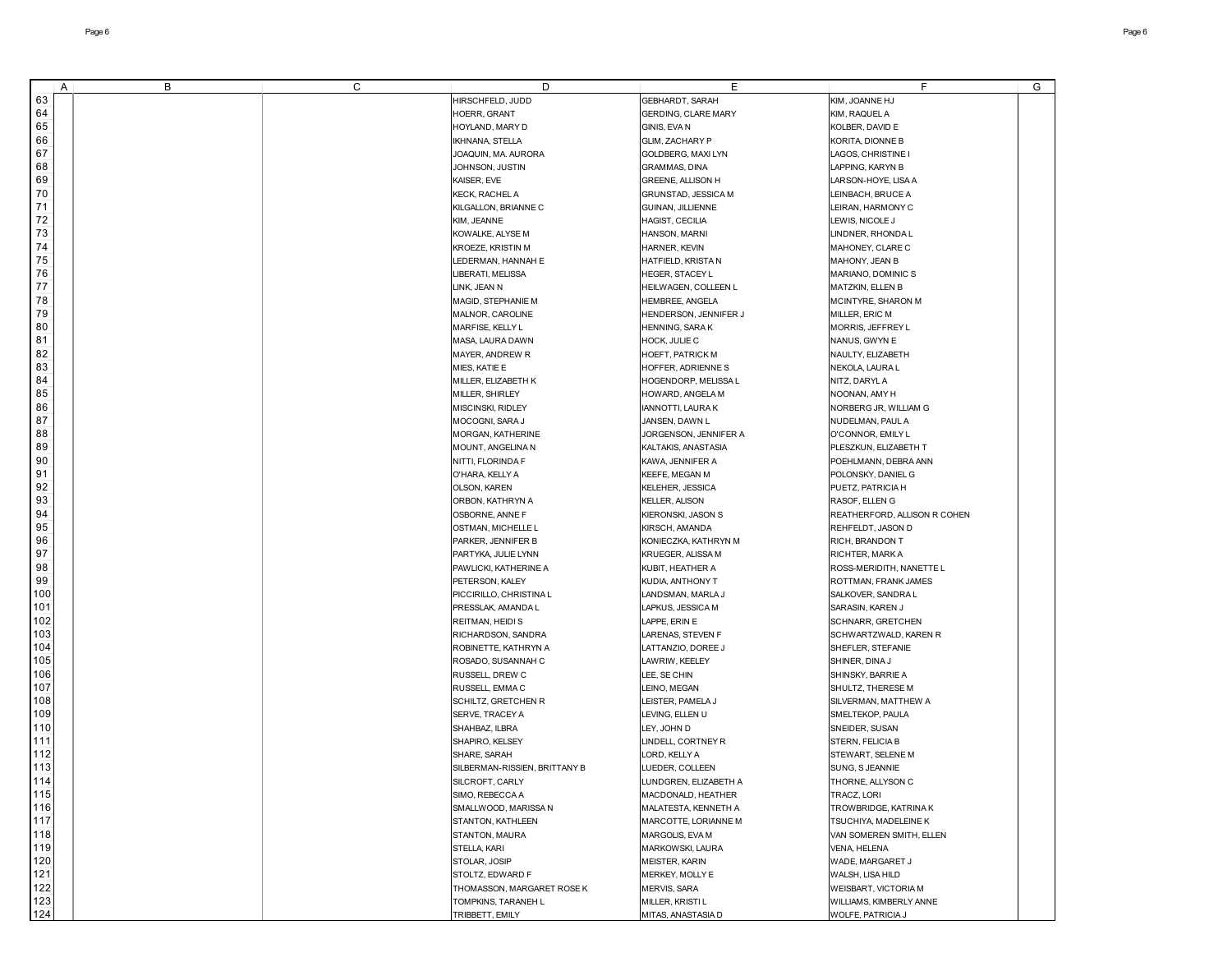| | A | B | C | D | E | F | G |
|---|---|---|---|---|---|---|---|
| 63 | | | | HIRSCHFELD, JUDD | GEBHARDT, SARAH | KIM, JOANNE HJ | |
| 64 | | | | HOERR, GRANT | GERDING, CLARE MARY | KIM, RAQUEL A | |
| 65 | | | | HOYLAND, MARY D | GINIS, EVA N | KOLBER, DAVID E | |
| 66 | | | | IKHNANA, STELLA | GLIM, ZACHARY P | KORITA, DIONNE B | |
| 67 | | | | JOAQUIN, MA. AURORA | GOLDBERG, MAXI LYN | LAGOS, CHRISTINE I | |
| 68 | | | | JOHNSON, JUSTIN | GRAMMAS, DINA | LAPPING, KARYN B | |
| 69 | | | | KAISER, EVE | GREENE, ALLISON H | LARSON-HOYE, LISA A | |
| 70 | | | | KECK, RACHEL A | GRUNSTAD, JESSICA M | LEINBACH, BRUCE A | |
| 71 | | | | KILGALLON, BRIANNE C | GUINAN, JILLIENNE | LEIRAN, HARMONY C | |
| 72 | | | | KIM, JEANNE | HAGIST, CECILIA | LEWIS, NICOLE J | |
| 73 | | | | KOWALKE, ALYSE M | HANSON, MARNI | LINDNER, RHONDA L | |
| 74 | | | | KROEZE, KRISTIN M | HARNER, KEVIN | MAHONEY, CLARE C | |
| 75 | | | | LEDERMAN, HANNAH E | HATFIELD, KRISTA N | MAHONY, JEAN B | |
| 76 | | | | LIBERATI, MELISSA | HEGER, STACEY L | MARIANO, DOMINIC S | |
| 77 | | | | LINK, JEAN N | HEILWAGEN, COLLEEN L | MATZKIN, ELLEN B | |
| 78 | | | | MAGID, STEPHANIE M | HEMBREE, ANGELA | MCINTYRE, SHARON M | |
| 79 | | | | MALNOR, CAROLINE | HENDERSON, JENNIFER J | MILLER, ERIC M | |
| 80 | | | | MARFISE, KELLY L | HENNING, SARA K | MORRIS, JEFFREY L | |
| 81 | | | | MASA, LAURA DAWN | HOCK, JULIE C | NANUS, GWYN E | |
| 82 | | | | MAYER, ANDREW R | HOEFT, PATRICK M | NAULTY, ELIZABETH | |
| 83 | | | | MIES, KATIE E | HOFFER, ADRIENNE S | NEKOLA, LAURA L | |
| 84 | | | | MILLER, ELIZABETH K | HOGENDORP, MELISSA L | NITZ, DARYL A | |
| 85 | | | | MILLER, SHIRLEY | HOWARD, ANGELA M | NOONAN, AMY H | |
| 86 | | | | MISCINSKI, RIDLEY | IANNOTTI, LAURA K | NORBERG JR, WILLIAM G | |
| 87 | | | | MOCOGNI, SARA J | JANSEN, DAWN L | NUDELMAN, PAUL A | |
| 88 | | | | MORGAN, KATHERINE | JORGENSON, JENNIFER A | O'CONNOR, EMILY L | |
| 89 | | | | MOUNT, ANGELINA N | KALTAKIS, ANASTASIA | PLESZKUN, ELIZABETH T | |
| 90 | | | | NITTI, FLORINDA F | KAWA, JENNIFER A | POEHLMANN, DEBRA ANN | |
| 91 | | | | O'HARA, KELLY A | KEEFE, MEGAN M | POLONSKY, DANIEL G | |
| 92 | | | | OLSON, KAREN | KELEHER, JESSICA | PUETZ, PATRICIA H | |
| 93 | | | | ORBON, KATHRYN A | KELLER, ALISON | RASOF, ELLEN G | |
| 94 | | | | OSBORNE, ANNE F | KIERONSKI, JASON S | REATHERFORD, ALLISON R COHEN | |
| 95 | | | | OSTMAN, MICHELLE L | KIRSCH, AMANDA | REHFELDT, JASON D | |
| 96 | | | | PARKER, JENNIFER B | KONIECZKA, KATHRYN M | RICH, BRANDON T | |
| 97 | | | | PARTYKA, JULIE LYNN | KRUEGER, ALISSA M | RICHTER, MARK A | |
| 98 | | | | PAWLICKI, KATHERINE A | KUBIT, HEATHER A | ROSS-MERIDITH, NANETTE L | |
| 99 | | | | PETERSON, KALEY | KUDIA, ANTHONY T | ROTTMAN, FRANK JAMES | |
| 100 | | | | PICCIRILLO, CHRISTINA L | LANDSMAN, MARLA J | SALKOVER, SANDRA L | |
| 101 | | | | PRESSLAK, AMANDA L | LAPKUS, JESSICA M | SARASIN, KAREN J | |
| 102 | | | | REITMAN, HEIDI S | LAPPE, ERIN E | SCHNARR, GRETCHEN | |
| 103 | | | | RICHARDSON, SANDRA | LARENAS, STEVEN F | SCHWARTZWALD, KAREN R | |
| 104 | | | | ROBINETTE, KATHRYN A | LATTANZIO, DOREE J | SHEFLER, STEFANIE | |
| 105 | | | | ROSADO, SUSANNAH C | LAWRIW, KEELEY | SHINER, DINA J | |
| 106 | | | | RUSSELL, DREW C | LEE, SE CHIN | SHINSKY, BARRIE A | |
| 107 | | | | RUSSELL, EMMA C | LEINO, MEGAN | SHULTZ, THERESE M | |
| 108 | | | | SCHILTZ, GRETCHEN R | LEISTER, PAMELA J | SILVERMAN, MATTHEW A | |
| 109 | | | | SERVE, TRACEY A | LEVING, ELLEN U | SMELTEKOP, PAULA | |
| 110 | | | | SHAHBAZ, ILBRA | LEY, JOHN D | SNEIDER, SUSAN | |
| 111 | | | | SHAPIRO, KELSEY | LINDELL, CORTNEY R | STERN, FELICIA B | |
| 112 | | | | SHARE, SARAH | LORD, KELLY A | STEWART, SELENE M | |
| 113 | | | | SILBERMAN-RISSIEN, BRITTANY B | LUEDER, COLLEEN | SUNG, S JEANNIE | |
| 114 | | | | SILCROFT, CARLY | LUNDGREN, ELIZABETH A | THORNE, ALLYSON C | |
| 115 | | | | SIMO, REBECCA A | MACDONALD, HEATHER | TRACZ, LORI | |
| 116 | | | | SMALLWOOD, MARISSA N | MALATESTA, KENNETH A | TROWBRIDGE, KATRINA K | |
| 117 | | | | STANTON, KATHLEEN | MARCOTTE, LORIANNE M | TSUCHIYA, MADELEINE K | |
| 118 | | | | STANTON, MAURA | MARGOLIS, EVA M | VAN SOMEREN SMITH, ELLEN | |
| 119 | | | | STELLA, KARI | MARKOWSKI, LAURA | VENA, HELENA | |
| 120 | | | | STOLAR, JOSIP | MEISTER, KARIN | WADE, MARGARET J | |
| 121 | | | | STOLTZ, EDWARD F | MERKEY, MOLLY E | WALSH, LISA HILD | |
| 122 | | | | THOMASSON, MARGARET ROSE K | MERVIS, SARA | WEISBART, VICTORIA M | |
| 123 | | | | TOMPKINS, TARANEH L | MILLER, KRISTI L | WILLIAMS, KIMBERLY ANNE | |
| 124 | | | | TRIBBETT, EMILY | MITAS, ANASTASIA D | WOLFE, PATRICIA J | |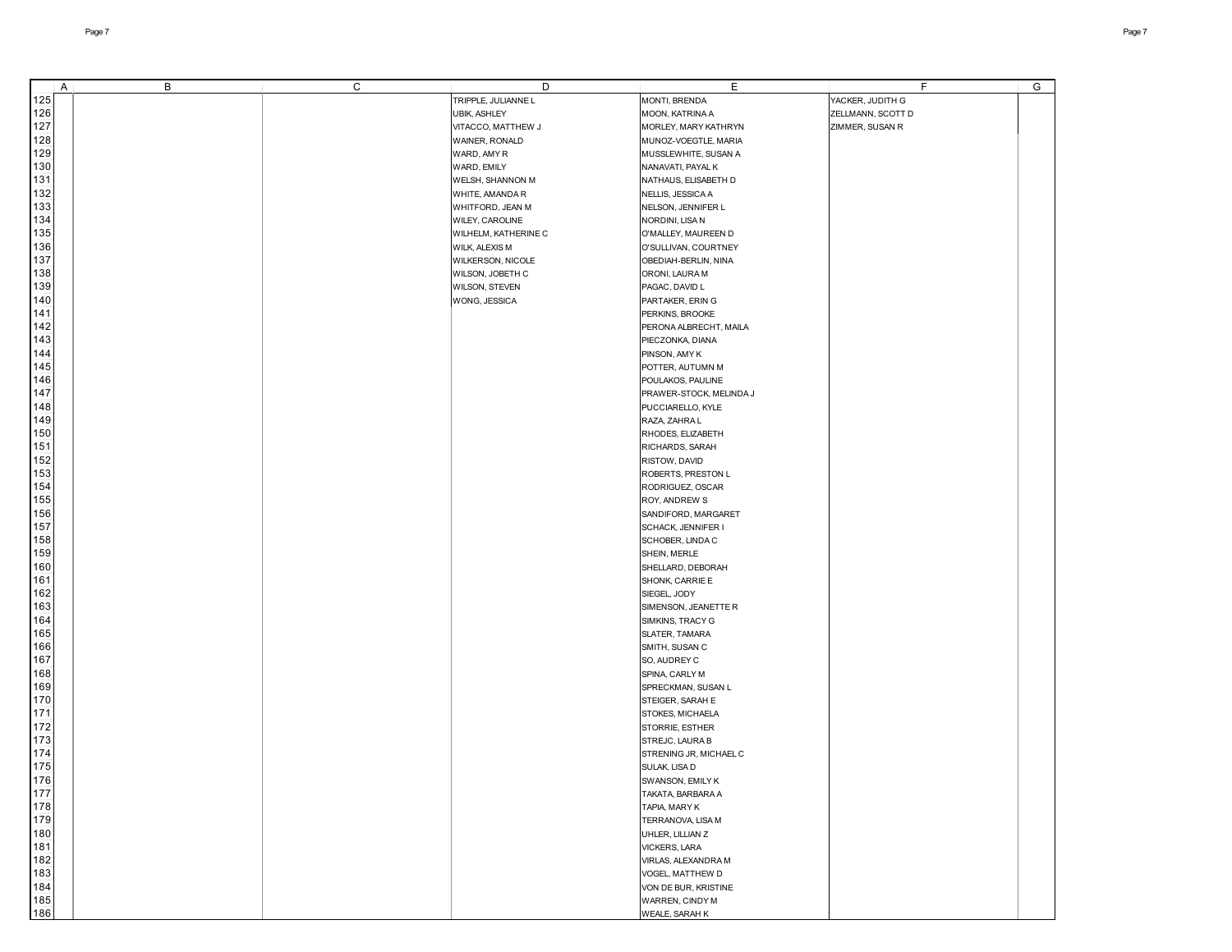| | A | B | C | D | E | F | G |
|---|---|---|---|---|---|---|---|
| 125 | | | | TRIPPLE, JULIANNE L | MONTI, BRENDA | YACKER, JUDITH G | |
| 126 | | | | UBIK, ASHLEY | MOON, KATRINA A | ZELLMANN, SCOTT D | |
| 127 | | | | VITACCO, MATTHEW J | MORLEY, MARY KATHRYN | ZIMMER, SUSAN R | |
| 128 | | | | WAINER, RONALD | MUNOZ-VOEGTLE, MARIA | | |
| 129 | | | | WARD, AMY R | MUSSLEWHITE, SUSAN A | | |
| 130 | | | | WARD, EMILY | NANAVATI, PAYAL K | | |
| 131 | | | | WELSH, SHANNON M | NATHAUS, ELISABETH D | | |
| 132 | | | | WHITE, AMANDA R | NELLIS, JESSICA A | | |
| 133 | | | | WHITFORD, JEAN M | NELSON, JENNIFER L | | |
| 134 | | | | WILEY, CAROLINE | NORDINI, LISA N | | |
| 135 | | | | WILHELM, KATHERINE C | O'MALLEY, MAUREEN D | | |
| 136 | | | | WILK, ALEXIS M | O'SULLIVAN, COURTNEY | | |
| 137 | | | | WILKERSON, NICOLE | OBEDIAH-BERLIN, NINA | | |
| 138 | | | | WILSON, JOBETH C | ORONI, LAURA M | | |
| 139 | | | | WILSON, STEVEN | PAGAC, DAVID L | | |
| 140 | | | | WONG, JESSICA | PARTAKER, ERIN G | | |
| 141 | | | | | PERKINS, BROOKE | | |
| 142 | | | | | PERONA ALBRECHT, MAILA | | |
| 143 | | | | | PIECZONKA, DIANA | | |
| 144 | | | | | PINSON, AMY K | | |
| 145 | | | | | POTTER, AUTUMN M | | |
| 146 | | | | | POULAKOS, PAULINE | | |
| 147 | | | | | PRAWER-STOCK, MELINDA J | | |
| 148 | | | | | PUCCIARELLO, KYLE | | |
| 149 | | | | | RAZA, ZAHRA L | | |
| 150 | | | | | RHODES, ELIZABETH | | |
| 151 | | | | | RICHARDS, SARAH | | |
| 152 | | | | | RISTOW, DAVID | | |
| 153 | | | | | ROBERTS, PRESTON L | | |
| 154 | | | | | RODRIGUEZ, OSCAR | | |
| 155 | | | | | ROY, ANDREW S | | |
| 156 | | | | | SANDIFORD, MARGARET | | |
| 157 | | | | | SCHACK, JENNIFER I | | |
| 158 | | | | | SCHOBER, LINDA C | | |
| 159 | | | | | SHEIN, MERLE | | |
| 160 | | | | | SHELLARD, DEBORAH | | |
| 161 | | | | | SHONK, CARRIE E | | |
| 162 | | | | | SIEGEL, JODY | | |
| 163 | | | | | SIMENSON, JEANETTE R | | |
| 164 | | | | | SIMKINS, TRACY G | | |
| 165 | | | | | SLATER, TAMARA | | |
| 166 | | | | | SMITH, SUSAN C | | |
| 167 | | | | | SO, AUDREY C | | |
| 168 | | | | | SPINA, CARLY M | | |
| 169 | | | | | SPRECKMAN, SUSAN L | | |
| 170 | | | | | STEIGER, SARAH E | | |
| 171 | | | | | STOKES, MICHAELA | | |
| 172 | | | | | STORRIE, ESTHER | | |
| 173 | | | | | STREJC, LAURA B | | |
| 174 | | | | | STRENING JR, MICHAEL C | | |
| 175 | | | | | SULAK, LISA D | | |
| 176 | | | | | SWANSON, EMILY K | | |
| 177 | | | | | TAKATA, BARBARA A | | |
| 178 | | | | | TAPIA, MARY K | | |
| 179 | | | | | TERRANOVA, LISA M | | |
| 180 | | | | | UHLER, LILLIAN Z | | |
| 181 | | | | | VICKERS, LARA | | |
| 182 | | | | | VIRLAS, ALEXANDRA M | | |
| 183 | | | | | VOGEL, MATTHEW D | | |
| 184 | | | | | VON DE BUR, KRISTINE | | |
| 185 | | | | | WARREN, CINDY M | | |
| 186 | | | | | WEALE, SARAH K | | |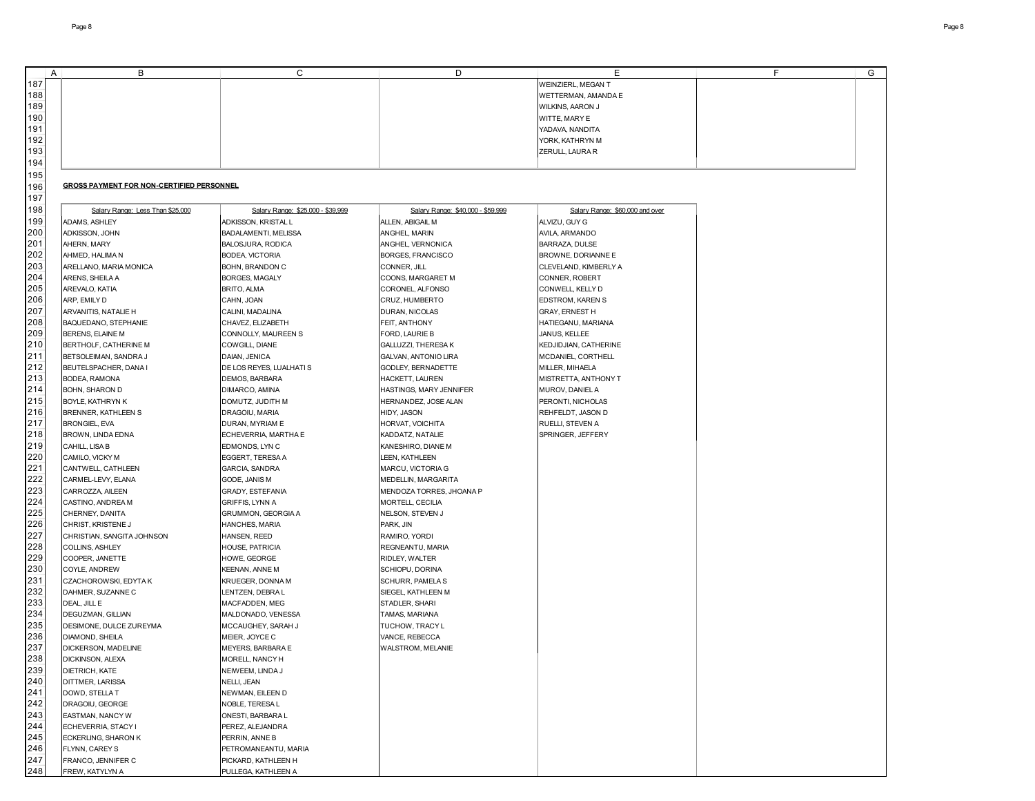| | | | |
|---|---|---|---|
| | | | WEINZIERL, MEGAN T |
| | | | WETTERMAN, AMANDA E |
| | | | WILKINS, AARON J |
| | | | WITTE, MARY E |
| | | | YADAVA, NANDITA |
| | | | YORK, KATHRYN M |
| | | | ZERULL, LAURA R |

**GROSS PAYMENT FOR NON-CERTIFIED PERSONNEL**

| Salary Range: Less Than $25,000 | Salary Range: $25,000 - $39,999 | Salary Range: $40,000 - $59,999 | Salary Range: $60,000 and over |
|---|---|---|---|
| ADAMS, ASHLEY | ADKISSON, KRISTAL L | ALLEN, ABIGAIL M | ALVIZU, GUY G |
| ADKISSON, JOHN | BADALAMENTI, MELISSA | ANGHEL, MARIN | AVILA, ARMANDO |
| AHERN, MARY | BALOSJURA, RODICA | ANGHEL, VERNONICA | BARRAZA, DULSE |
| AHMED, HALIMA N | BODEA, VICTORIA | BORGES, FRANCISCO | BROWNE, DORIANNE E |
| ARELLANO, MARIA MONICA | BOHN, BRANDON C | CONNER, JILL | CLEVELAND, KIMBERLY A |
| ARENS, SHEILA A | BORGES, MAGALY | COONS, MARGARET M | CONNER, ROBERT |
| AREVALO, KATIA | BRITO, ALMA | CORONEL, ALFONSO | CONWELL, KELLY D |
| ARP, EMILY D | CAHN, JOAN | CRUZ, HUMBERTO | EDSTROM, KAREN S |
| ARVANITIS, NATALIE H | CALINI, MADALINA | DURAN, NICOLAS | GRAY, ERNEST H |
| BAQUEDANO, STEPHANIE | CHAVEZ, ELIZABETH | FEIT, ANTHONY | HATIEGANU, MARIANA |
| BERENS, ELAINE M | CONNOLLY, MAUREEN S | FORD, LAURIE B | JANUS, KELLEE |
| BERTHOLF, CATHERINE M | COWGILL, DIANE | GALLUZZI, THERESA K | KEDJIDJIAN, CATHERINE |
| BETSOLEIMAN, SANDRA J | DAIAN, JENICA | GALVAN, ANTONIO LIRA | MCDANIEL, CORTHELL |
| BEUTELSPACHER, DANA I | DE LOS REYES, LUALHATI S | GODLEY, BERNADETTE | MILLER, MIHAELA |
| BODEA, RAMONA | DEMOS, BARBARA | HACKETT, LAUREN | MISTRETTA, ANTHONY T |
| BOHN, SHARON D | DIMARCO, AMINA | HASTINGS, MARY JENNIFER | MUROV, DANIEL A |
| BOYLE, KATHRYN K | DOMUTZ, JUDITH M | HERNANDEZ, JOSE ALAN | PERONTI, NICHOLAS |
| BRENNER, KATHLEEN S | DRAGOIU, MARIA | HIDY, JASON | REHFELDT, JASON D |
| BRONGIEL, EVA | DURAN, MYRIAM E | HORVAT, VOICHITA | RUELLI, STEVEN A |
| BROWN, LINDA EDNA | ECHEVERRIA, MARTHA E | KADDATZ, NATALIE | SPRINGER, JEFFERY |
| CAHILL, LISA B | EDMONDS, LYN C | KANESHIRO, DIANE M | |
| CAMILO, VICKY M | EGGERT, TERESA A | LEEN, KATHLEEN | |
| CANTWELL, CATHLEEN | GARCIA, SANDRA | MARCU, VICTORIA G | |
| CARMEL-LEVY, ELANA | GODE, JANIS M | MEDELLIN, MARGARITA | |
| CARROZZA, AILEEN | GRADY, ESTEFANIA | MENDOZA TORRES, JHOANA P | |
| CASTINO, ANDREA M | GRIFFIS, LYNN A | MORTELL, CECILIA | |
| CHERNEY, DANITA | GRUMMON, GEORGIA A | NELSON, STEVEN J | |
| CHRIST, KRISTENE J | HANCHES, MARIA | PARK, JIN | |
| CHRISTIAN, SANGITA JOHNSON | HANSEN, REED | RAMIRO, YORDI | |
| COLLINS, ASHLEY | HOUSE, PATRICIA | REGNEANTU, MARIA | |
| COOPER, JANETTE | HOWE, GEORGE | RIDLEY, WALTER | |
| COYLE, ANDREW | KEENAN, ANNE M | SCHIOPU, DORINA | |
| CZACHOROWSKI, EDYTA K | KRUEGER, DONNA M | SCHURR, PAMELA S | |
| DAHMER, SUZANNE C | LENTZEN, DEBRA L | SIEGEL, KATHLEEN M | |
| DEAL, JILL E | MACFADDEN, MEG | STADLER, SHARI | |
| DEGUZMAN, GILLIAN | MALDONADO, VENESSA | TAMAS, MARIANA | |
| DESIMONE, DULCE ZUREYMA | MCCAUGHEY, SARAH J | TUCHOW, TRACY L | |
| DIAMOND, SHEILA | MEIER, JOYCE C | VANCE, REBECCA | |
| DICKERSON, MADELINE | MEYERS, BARBARA E | WALSTROM, MELANIE | |
| DICKINSON, ALEXA | MORELL, NANCY H | | |
| DIETRICH, KATE | NEIWEEM, LINDA J | | |
| DITTMER, LARISSA | NELLI, JEAN | | |
| DOWD, STELLA T | NEWMAN, EILEEN D | | |
| DRAGOIU, GEORGE | NOBLE, TERESA L | | |
| EASTMAN, NANCY W | ONESTI, BARBARA L | | |
| ECHEVERRIA, STACY I | PEREZ, ALEJANDRA | | |
| ECKERLING, SHARON K | PERRIN, ANNE B | | |
| FLYNN, CAREY S | PETROMANEANTU, MARIA | | |
| FRANCO, JENNIFER C | PICKARD, KATHLEEN H | | |
| FREW, KATYLYN A | PULLEGA, KATHLEEN A | | |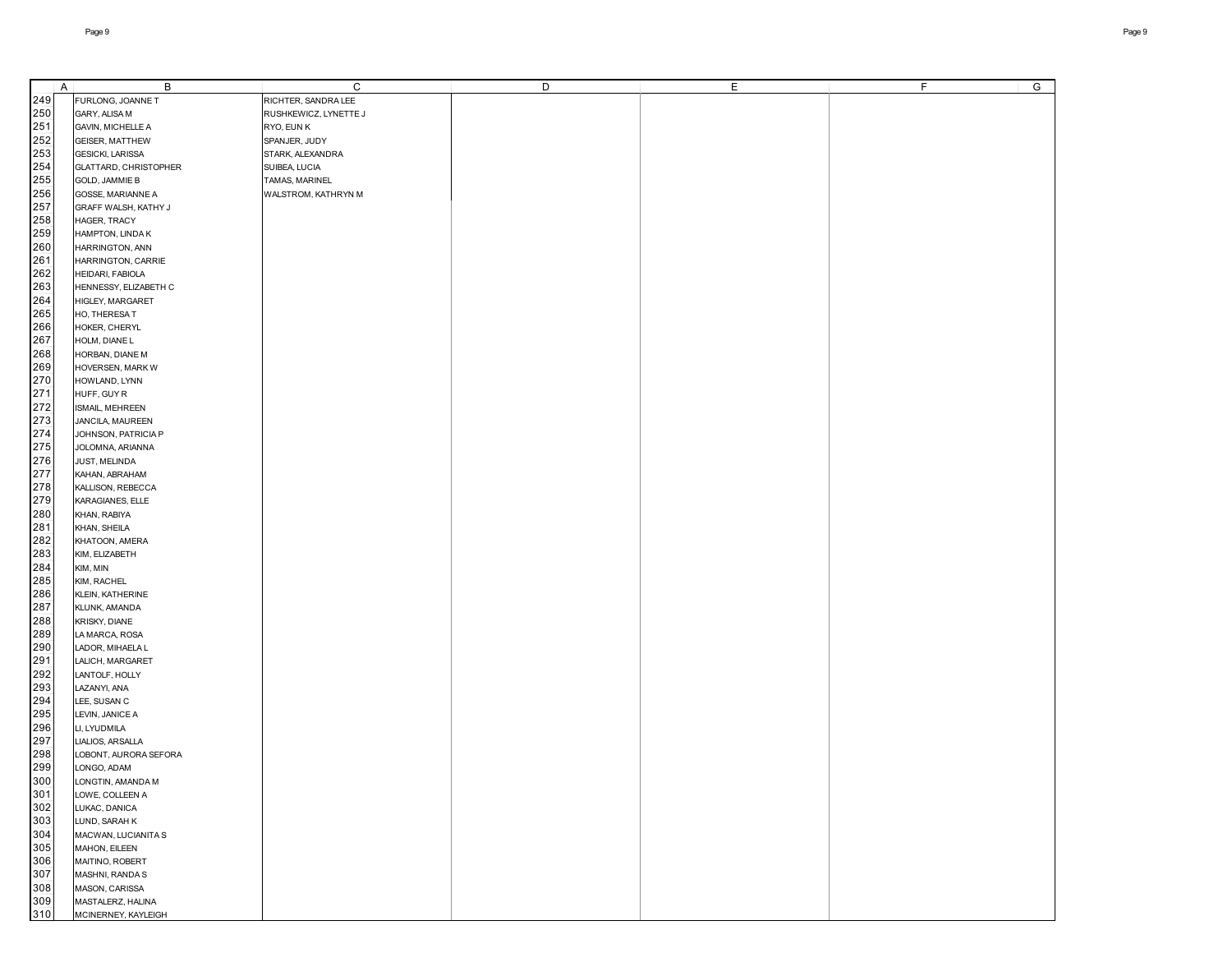| | A | B | C | D | E | F | G |
|---|---|---|---|---|---|---|---|
| 249 | | FURLONG, JOANNE T | RICHTER, SANDRA LEE | | | | |
| 250 | | GARY, ALISA M | RUSHKEWICZ, LYNETTE J | | | | |
| 251 | | GAVIN, MICHELLE A | RYO, EUN K | | | | |
| 252 | | GEISER, MATTHEW | SPANJER, JUDY | | | | |
| 253 | | GESICKI, LARISSA | STARK, ALEXANDRA | | | | |
| 254 | | GLATTARD, CHRISTOPHER | SUIBEA, LUCIA | | | | |
| 255 | | GOLD, JAMMIE B | TAMAS, MARINEL | | | | |
| 256 | | GOSSE, MARIANNE A | WALSTROM, KATHRYN M | | | | |
| 257 | | GRAFF WALSH, KATHY J | | | | | |
| 258 | | HAGER, TRACY | | | | | |
| 259 | | HAMPTON, LINDA K | | | | | |
| 260 | | HARRINGTON, ANN | | | | | |
| 261 | | HARRINGTON, CARRIE | | | | | |
| 262 | | HEIDARI, FABIOLA | | | | | |
| 263 | | HENNESSY, ELIZABETH C | | | | | |
| 264 | | HIGLEY, MARGARET | | | | | |
| 265 | | HO, THERESA T | | | | | |
| 266 | | HOKER, CHERYL | | | | | |
| 267 | | HOLM, DIANE L | | | | | |
| 268 | | HORBAN, DIANE M | | | | | |
| 269 | | HOVERSEN, MARK W | | | | | |
| 270 | | HOWLAND, LYNN | | | | | |
| 271 | | HUFF, GUY R | | | | | |
| 272 | | ISMAIL, MEHREEN | | | | | |
| 273 | | JANCILA, MAUREEN | | | | | |
| 274 | | JOHNSON, PATRICIA P | | | | | |
| 275 | | JOLOMNA, ARIANNA | | | | | |
| 276 | | JUST, MELINDA | | | | | |
| 277 | | KAHAN, ABRAHAM | | | | | |
| 278 | | KALLISON, REBECCA | | | | | |
| 279 | | KARAGIANES, ELLE | | | | | |
| 280 | | KHAN, RABIYA | | | | | |
| 281 | | KHAN, SHEILA | | | | | |
| 282 | | KHATOON, AMERA | | | | | |
| 283 | | KIM, ELIZABETH | | | | | |
| 284 | | KIM, MIN | | | | | |
| 285 | | KIM, RACHEL | | | | | |
| 286 | | KLEIN, KATHERINE | | | | | |
| 287 | | KLUNK, AMANDA | | | | | |
| 288 | | KRISKY, DIANE | | | | | |
| 289 | | LA MARCA, ROSA | | | | | |
| 290 | | LADOR, MIHAELA L | | | | | |
| 291 | | LALICH, MARGARET | | | | | |
| 292 | | LANTOLF, HOLLY | | | | | |
| 293 | | LAZANYI, ANA | | | | | |
| 294 | | LEE, SUSAN C | | | | | |
| 295 | | LEVIN, JANICE A | | | | | |
| 296 | | LI, LYUDMILA | | | | | |
| 297 | | LIALIOS, ARSALLA | | | | | |
| 298 | | LOBONT, AURORA SEFORA | | | | | |
| 299 | | LONGO, ADAM | | | | | |
| 300 | | LONGTIN, AMANDA M | | | | | |
| 301 | | LOWE, COLLEEN A | | | | | |
| 302 | | LUKAC, DANICA | | | | | |
| 303 | | LUND, SARAH K | | | | | |
| 304 | | MACWAN, LUCIANITA S | | | | | |
| 305 | | MAHON, EILEEN | | | | | |
| 306 | | MAITINO, ROBERT | | | | | |
| 307 | | MASHNI, RANDA S | | | | | |
| 308 | | MASON, CARISSA | | | | | |
| 309 | | MASTALERZ, HALINA | | | | | |
| 310 | | MCINERNEY, KAYLEIGH | | | | | |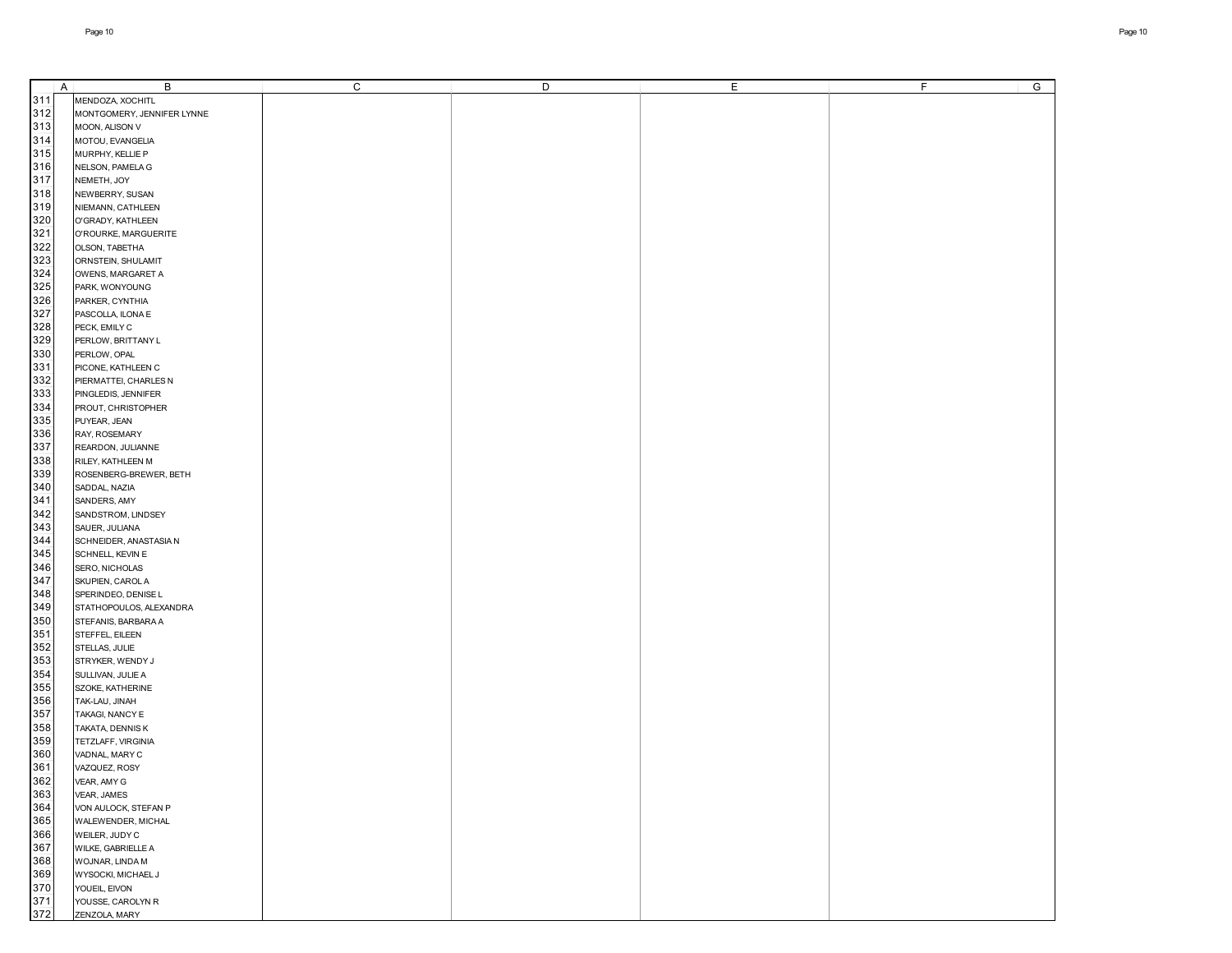| | A | B | C | D | E | F | G |
|---|---|---|---|---|---|---|---|
| 311 | | MENDOZA, XOCHITL | | | | | |
| 312 | | MONTGOMERY, JENNIFER LYNNE | | | | | |
| 313 | | MOON, ALISON V | | | | | |
| 314 | | MOTOU, EVANGELIA | | | | | |
| 315 | | MURPHY, KELLIE P | | | | | |
| 316 | | NELSON, PAMELA G | | | | | |
| 317 | | NEMETH, JOY | | | | | |
| 318 | | NEWBERRY, SUSAN | | | | | |
| 319 | | NIEMANN, CATHLEEN | | | | | |
| 320 | | O'GRADY, KATHLEEN | | | | | |
| 321 | | O'ROURKE, MARGUERITE | | | | | |
| 322 | | OLSON, TABETHA | | | | | |
| 323 | | ORNSTEIN, SHULAMIT | | | | | |
| 324 | | OWENS, MARGARET A | | | | | |
| 325 | | PARK, WONYOUNG | | | | | |
| 326 | | PARKER, CYNTHIA | | | | | |
| 327 | | PASCOLLA, ILONA E | | | | | |
| 328 | | PECK, EMILY C | | | | | |
| 329 | | PERLOW, BRITTANY L | | | | | |
| 330 | | PERLOW, OPAL | | | | | |
| 331 | | PICONE, KATHLEEN C | | | | | |
| 332 | | PIERMATTEI, CHARLES N | | | | | |
| 333 | | PINGLEDIS, JENNIFER | | | | | |
| 334 | | PROUT, CHRISTOPHER | | | | | |
| 335 | | PUYEAR, JEAN | | | | | |
| 336 | | RAY, ROSEMARY | | | | | |
| 337 | | REARDON, JULIANNE | | | | | |
| 338 | | RILEY, KATHLEEN M | | | | | |
| 339 | | ROSENBERG-BREWER, BETH | | | | | |
| 340 | | SADDAL, NAZIA | | | | | |
| 341 | | SANDERS, AMY | | | | | |
| 342 | | SANDSTROM, LINDSEY | | | | | |
| 343 | | SAUER, JULIANA | | | | | |
| 344 | | SCHNEIDER, ANASTASIA N | | | | | |
| 345 | | SCHNELL, KEVIN E | | | | | |
| 346 | | SERO, NICHOLAS | | | | | |
| 347 | | SKUPIEN, CAROL A | | | | | |
| 348 | | SPERINDEO, DENISE L | | | | | |
| 349 | | STATHOPOULOS, ALEXANDRA | | | | | |
| 350 | | STEFANIS, BARBARA A | | | | | |
| 351 | | STEFFEL, EILEEN | | | | | |
| 352 | | STELLAS, JULIE | | | | | |
| 353 | | STRYKER, WENDY J | | | | | |
| 354 | | SULLIVAN, JULIE A | | | | | |
| 355 | | SZOKE, KATHERINE | | | | | |
| 356 | | TAK-LAU, JINAH | | | | | |
| 357 | | TAKAGI, NANCY E | | | | | |
| 358 | | TAKATA, DENNIS K | | | | | |
| 359 | | TETZLAFF, VIRGINIA | | | | | |
| 360 | | VADNAL, MARY C | | | | | |
| 361 | | VAZQUEZ, ROSY | | | | | |
| 362 | | VEAR, AMY G | | | | | |
| 363 | | VEAR, JAMES | | | | | |
| 364 | | VON AULOCK, STEFAN P | | | | | |
| 365 | | WALEWENDER, MICHAL | | | | | |
| 366 | | WEILER, JUDY C | | | | | |
| 367 | | WILKE, GABRIELLE A | | | | | |
| 368 | | WOJNAR, LINDA M | | | | | |
| 369 | | WYSOCKI, MICHAEL J | | | | | |
| 370 | | YOUEIL, EIVON | | | | | |
| 371 | | YOUSSE, CAROLYN R | | | | | |
| 372 | | ZENZOLA, MARY | | | | | |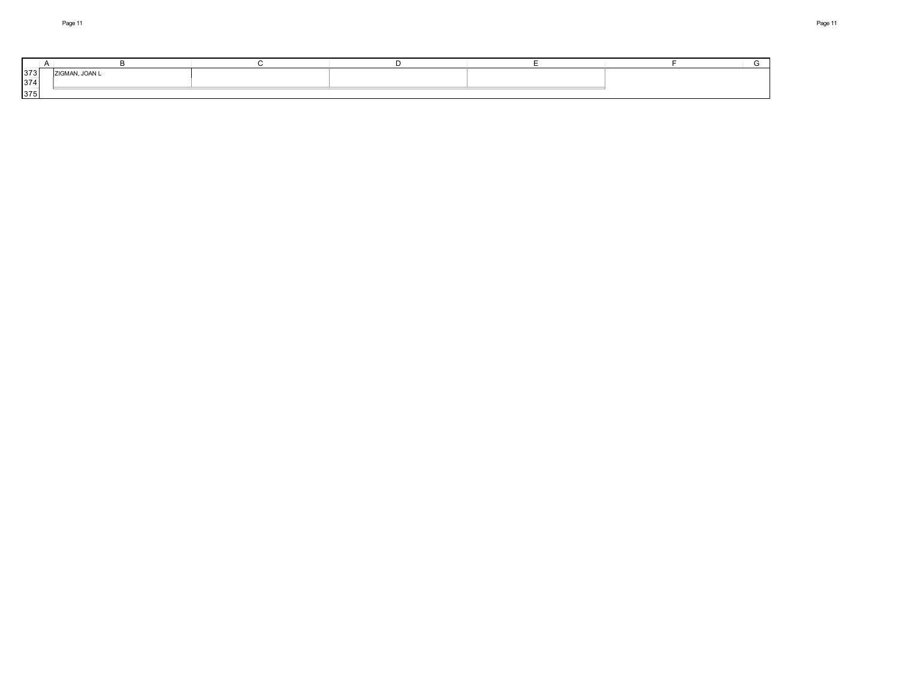| | A | B | C | D | E | F | G |
|---|---|---|---|---|---|---|---|
| 373 | | ZIGMAN, JOAN L | | | | | |
| 374 | | | | | | | |
| 375 | | | | | | | |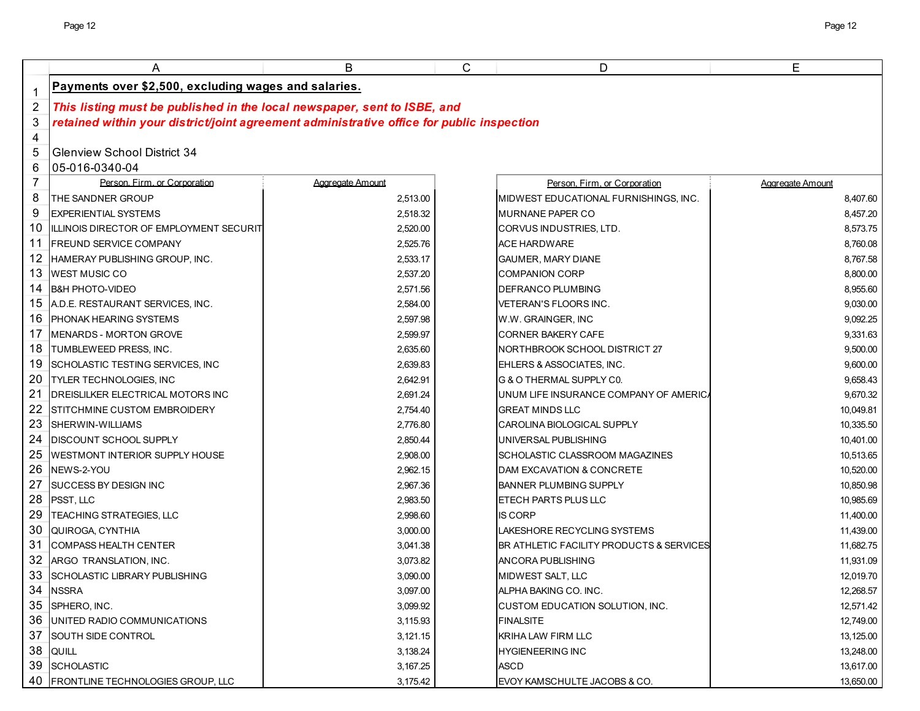**Payments over $2,500, excluding wages and salaries.**

***This listing must be published in the local newspaper, sent to ISBE, and retained within your district/joint agreement administrative office for public inspection***

Glenview School District 34
05-016-0340-04

| Person, Firm, or Corporation | Aggregate Amount |
|---|---|
| THE SANDNER GROUP | 2,513.00 |
| EXPERIENTIAL SYSTEMS | 2,518.32 |
| ILLINOIS DIRECTOR OF EMPLOYMENT SECURIT | 2,520.00 |
| FREUND SERVICE COMPANY | 2,525.76 |
| HAMERAY PUBLISHING GROUP, INC. | 2,533.17 |
| WEST MUSIC CO | 2,537.20 |
| B&H PHOTO-VIDEO | 2,571.56 |
| A.D.E. RESTAURANT SERVICES, INC. | 2,584.00 |
| PHONAK HEARING SYSTEMS | 2,597.98 |
| MENARDS - MORTON GROVE | 2,599.97 |
| TUMBLEWEED PRESS, INC. | 2,635.60 |
| SCHOLASTIC TESTING SERVICES, INC | 2,639.83 |
| TYLER TECHNOLOGIES, INC | 2,642.91 |
| DREISLILKER ELECTRICAL MOTORS INC | 2,691.24 |
| STITCHMINE CUSTOM EMBROIDERY | 2,754.40 |
| SHERWIN-WILLIAMS | 2,776.80 |
| DISCOUNT SCHOOL SUPPLY | 2,850.44 |
| WESTMONT INTERIOR SUPPLY HOUSE | 2,908.00 |
| NEWS-2-YOU | 2,962.15 |
| SUCCESS BY DESIGN INC | 2,967.36 |
| PSST, LLC | 2,983.50 |
| TEACHING STRATEGIES, LLC | 2,998.60 |
| QUIROGA, CYNTHIA | 3,000.00 |
| COMPASS HEALTH CENTER | 3,041.38 |
| ARGO TRANSLATION, INC. | 3,073.82 |
| SCHOLASTIC LIBRARY PUBLISHING | 3,090.00 |
| NSSRA | 3,097.00 |
| SPHERO, INC. | 3,099.92 |
| UNITED RADIO COMMUNICATIONS | 3,115.93 |
| SOUTH SIDE CONTROL | 3,121.15 |
| QUILL | 3,138.24 |
| SCHOLASTIC | 3,167.25 |
| FRONTLINE TECHNOLOGIES GROUP, LLC | 3,175.42 |
| MIDWEST EDUCATIONAL FURNISHINGS, INC. | 8,407.60 |
| MURNANE PAPER CO | 8,457.20 |
| CORVUS INDUSTRIES, LTD. | 8,573.75 |
| ACE HARDWARE | 8,760.08 |
| GAUMER, MARY DIANE | 8,767.58 |
| COMPANION CORP | 8,800.00 |
| DEFRANCO PLUMBING | 8,955.60 |
| VETERAN'S FLOORS INC. | 9,030.00 |
| W.W. GRAINGER, INC | 9,092.25 |
| CORNER BAKERY CAFE | 9,331.63 |
| NORTHBROOK SCHOOL DISTRICT 27 | 9,500.00 |
| EHLERS & ASSOCIATES, INC. | 9,600.00 |
| G & O THERMAL SUPPLY C0. | 9,658.43 |
| UNUM LIFE INSURANCE COMPANY OF AMERICA | 9,670.32 |
| GREAT MINDS LLC | 10,049.81 |
| CAROLINA BIOLOGICAL SUPPLY | 10,335.50 |
| UNIVERSAL PUBLISHING | 10,401.00 |
| SCHOLASTIC CLASSROOM MAGAZINES | 10,513.65 |
| DAM EXCAVATION & CONCRETE | 10,520.00 |
| BANNER PLUMBING SUPPLY | 10,850.98 |
| ETECH PARTS PLUS LLC | 10,985.69 |
| IS CORP | 11,400.00 |
| LAKESHORE RECYCLING SYSTEMS | 11,439.00 |
| BR ATHLETIC FACILITY PRODUCTS & SERVICES | 11,682.75 |
| ANCORA PUBLISHING | 11,931.09 |
| MIDWEST SALT, LLC | 12,019.70 |
| ALPHA BAKING CO. INC. | 12,268.57 |
| CUSTOM EDUCATION SOLUTION, INC. | 12,571.42 |
| FINALSITE | 12,749.00 |
| KRIHA LAW FIRM LLC | 13,125.00 |
| HYGIENEERING INC | 13,248.00 |
| ASCD | 13,617.00 |
| EVOY KAMSCHULTE JACOBS & CO. | 13,650.00 |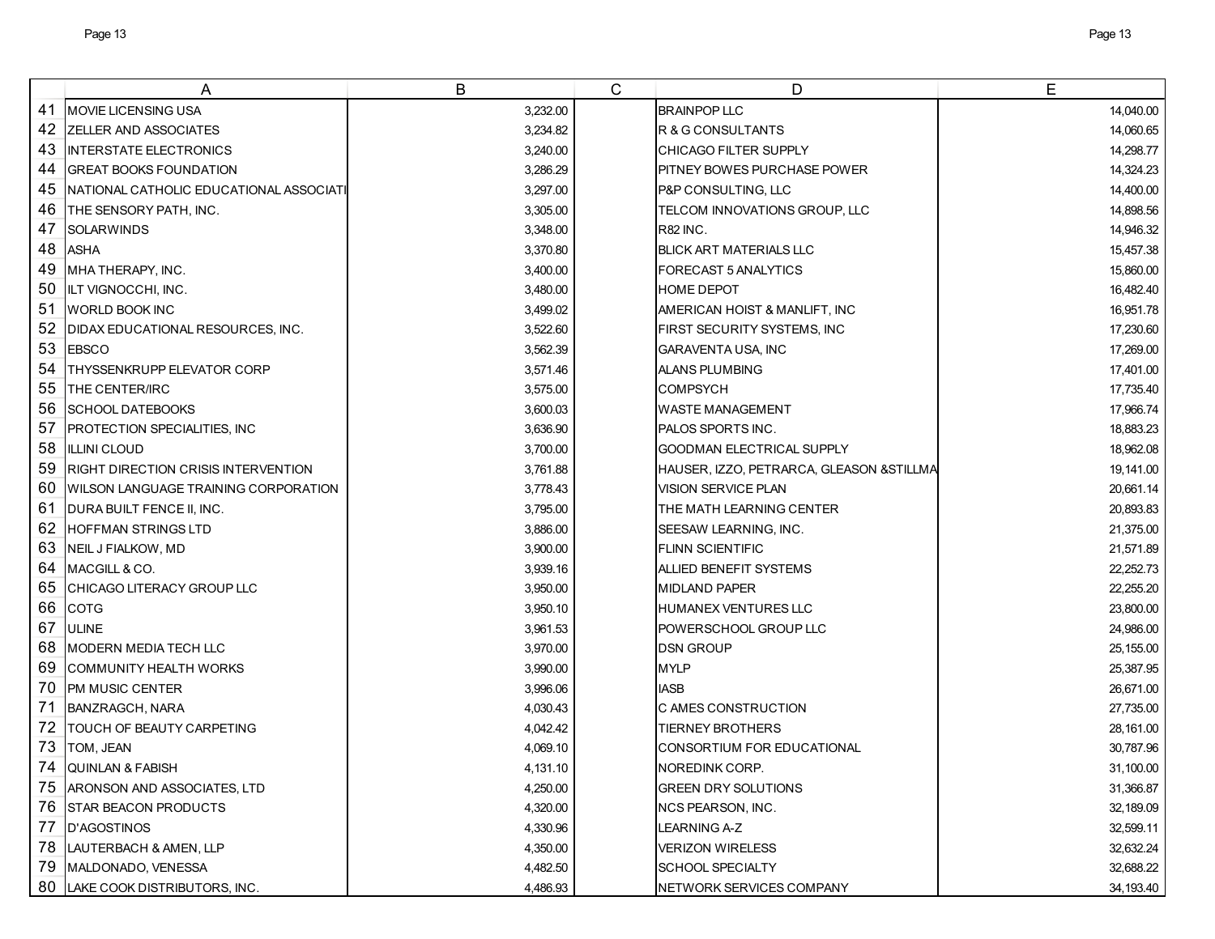| | A | B | C | D | E |
|---|---|---|---|---|---|
| 41 | MOVIE LICENSING USA | 3,232.00 | | BRAINPOP LLC | 14,040.00 |
| 42 | ZELLER AND ASSOCIATES | 3,234.82 | | R & G CONSULTANTS | 14,060.65 |
| 43 | INTERSTATE ELECTRONICS | 3,240.00 | | CHICAGO FILTER SUPPLY | 14,298.77 |
| 44 | GREAT BOOKS FOUNDATION | 3,286.29 | | PITNEY BOWES PURCHASE POWER | 14,324.23 |
| 45 | NATIONAL CATHOLIC EDUCATIONAL ASSOCIATI | 3,297.00 | | P&P CONSULTING, LLC | 14,400.00 |
| 46 | THE SENSORY PATH, INC. | 3,305.00 | | TELCOM INNOVATIONS GROUP, LLC | 14,898.56 |
| 47 | SOLARWINDS | 3,348.00 | | R82 INC. | 14,946.32 |
| 48 | ASHA | 3,370.80 | | BLICK ART MATERIALS LLC | 15,457.38 |
| 49 | MHA THERAPY, INC. | 3,400.00 | | FORECAST 5 ANALYTICS | 15,860.00 |
| 50 | ILT VIGNOCCHI, INC. | 3,480.00 | | HOME DEPOT | 16,482.40 |
| 51 | WORLD BOOK INC | 3,499.02 | | AMERICAN HOIST & MANLIFT, INC | 16,951.78 |
| 52 | DIDAX EDUCATIONAL RESOURCES, INC. | 3,522.60 | | FIRST SECURITY SYSTEMS, INC | 17,230.60 |
| 53 | EBSCO | 3,562.39 | | GARAVENTA USA, INC | 17,269.00 |
| 54 | THYSSENKRUPP ELEVATOR CORP | 3,571.46 | | ALANS PLUMBING | 17,401.00 |
| 55 | THE CENTER/IRC | 3,575.00 | | COMPSYCH | 17,735.40 |
| 56 | SCHOOL DATEBOOKS | 3,600.03 | | WASTE MANAGEMENT | 17,966.74 |
| 57 | PROTECTION SPECIALITIES, INC | 3,636.90 | | PALOS SPORTS INC. | 18,883.23 |
| 58 | ILLINI CLOUD | 3,700.00 | | GOODMAN ELECTRICAL SUPPLY | 18,962.08 |
| 59 | RIGHT DIRECTION CRISIS INTERVENTION | 3,761.88 | | HAUSER, IZZO, PETRARCA, GLEASON &STILLMA | 19,141.00 |
| 60 | WILSON LANGUAGE TRAINING CORPORATION | 3,778.43 | | VISION SERVICE PLAN | 20,661.14 |
| 61 | DURA BUILT FENCE II, INC. | 3,795.00 | | THE MATH LEARNING CENTER | 20,893.83 |
| 62 | HOFFMAN STRINGS LTD | 3,886.00 | | SEESAW LEARNING, INC. | 21,375.00 |
| 63 | NEIL J FIALKOW, MD | 3,900.00 | | FLINN SCIENTIFIC | 21,571.89 |
| 64 | MACGILL & CO. | 3,939.16 | | ALLIED BENEFIT SYSTEMS | 22,252.73 |
| 65 | CHICAGO LITERACY GROUP LLC | 3,950.00 | | MIDLAND PAPER | 22,255.20 |
| 66 | COTG | 3,950.10 | | HUMANEX VENTURES LLC | 23,800.00 |
| 67 | ULINE | 3,961.53 | | POWERSCHOOL GROUP LLC | 24,986.00 |
| 68 | MODERN MEDIA TECH LLC | 3,970.00 | | DSN GROUP | 25,155.00 |
| 69 | COMMUNITY HEALTH WORKS | 3,990.00 | | MYLP | 25,387.95 |
| 70 | PM MUSIC CENTER | 3,996.06 | | IASB | 26,671.00 |
| 71 | BANZRAGCH, NARA | 4,030.43 | | C AMES CONSTRUCTION | 27,735.00 |
| 72 | TOUCH OF BEAUTY CARPETING | 4,042.42 | | TIERNEY BROTHERS | 28,161.00 |
| 73 | TOM, JEAN | 4,069.10 | | CONSORTIUM FOR EDUCATIONAL | 30,787.96 |
| 74 | QUINLAN & FABISH | 4,131.10 | | NOREDINK CORP. | 31,100.00 |
| 75 | ARONSON AND ASSOCIATES, LTD | 4,250.00 | | GREEN DRY SOLUTIONS | 31,366.87 |
| 76 | STAR BEACON PRODUCTS | 4,320.00 | | NCS PEARSON, INC. | 32,189.09 |
| 77 | D'AGOSTINOS | 4,330.96 | | LEARNING A-Z | 32,599.11 |
| 78 | LAUTERBACH & AMEN, LLP | 4,350.00 | | VERIZON WIRELESS | 32,632.24 |
| 79 | MALDONADO, VENESSA | 4,482.50 | | SCHOOL SPECIALTY | 32,688.22 |
| 80 | LAKE COOK DISTRIBUTORS, INC. | 4,486.93 | | NETWORK SERVICES COMPANY | 34,193.40 |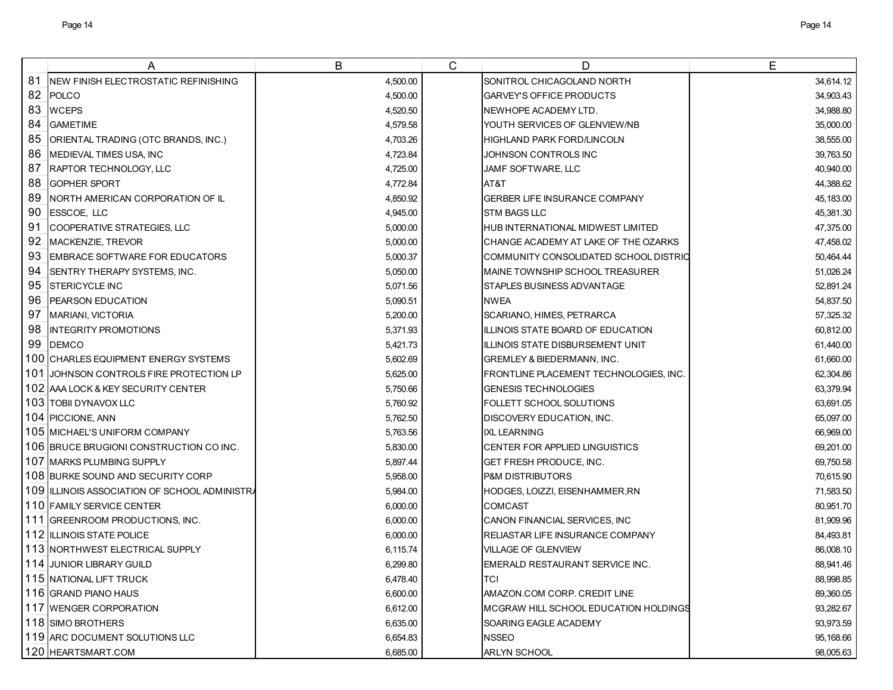| | A | B | C | D | E |
|---|---|---|---|---|---|
| 81 | NEW FINISH ELECTROSTATIC REFINISHING | 4,500.00 | | SONITROL CHICAGOLAND NORTH | 34,614.12 |
| 82 | POLCO | 4,500.00 | | GARVEY'S OFFICE PRODUCTS | 34,903.43 |
| 83 | WCEPS | 4,520.50 | | NEWHOPE ACADEMY LTD. | 34,988.80 |
| 84 | GAMETIME | 4,579.58 | | YOUTH SERVICES OF GLENVIEW/NB | 35,000.00 |
| 85 | ORIENTAL TRADING (OTC BRANDS, INC.) | 4,703.26 | | HIGHLAND PARK FORD/LINCOLN | 38,555.00 |
| 86 | MEDIEVAL TIMES USA, INC | 4,723.84 | | JOHNSON CONTROLS INC | 39,763.50 |
| 87 | RAPTOR TECHNOLOGY, LLC | 4,725.00 | | JAMF SOFTWARE, LLC | 40,940.00 |
| 88 | GOPHER SPORT | 4,772.84 | | AT&T | 44,388.62 |
| 89 | NORTH AMERICAN CORPORATION OF IL | 4,850.92 | | GERBER LIFE INSURANCE COMPANY | 45,183.00 |
| 90 | ESSCOE, LLC | 4,945.00 | | STM BAGS LLC | 45,381.30 |
| 91 | COOPERATIVE STRATEGIES, LLC | 5,000.00 | | HUB INTERNATIONAL MIDWEST LIMITED | 47,375.00 |
| 92 | MACKENZIE, TREVOR | 5,000.00 | | CHANGE ACADEMY AT LAKE OF THE OZARKS | 47,458.02 |
| 93 | EMBRACE SOFTWARE FOR EDUCATORS | 5,000.37 | | COMMUNITY CONSOLIDATED SCHOOL DISTRIC | 50,464.44 |
| 94 | SENTRY THERAPY SYSTEMS, INC. | 5,050.00 | | MAINE TOWNSHIP SCHOOL TREASURER | 51,026.24 |
| 95 | STERICYCLE INC | 5,071.56 | | STAPLES BUSINESS ADVANTAGE | 52,891.24 |
| 96 | PEARSON EDUCATION | 5,090.51 | | NWEA | 54,837.50 |
| 97 | MARIANI, VICTORIA | 5,200.00 | | SCARIANO, HIMES, PETRARCA | 57,325.32 |
| 98 | INTEGRITY PROMOTIONS | 5,371.93 | | ILLINOIS STATE BOARD OF EDUCATION | 60,812.00 |
| 99 | DEMCO | 5,421.73 | | ILLINOIS STATE DISBURSEMENT UNIT | 61,440.00 |
| 100 | CHARLES EQUIPMENT ENERGY SYSTEMS | 5,602.69 | | GREMLEY & BIEDERMANN, INC. | 61,660.00 |
| 101 | JOHNSON CONTROLS FIRE PROTECTION LP | 5,625.00 | | FRONTLINE PLACEMENT TECHNOLOGIES, INC. | 62,304.86 |
| 102 | AAA LOCK & KEY SECURITY CENTER | 5,750.66 | | GENESIS TECHNOLOGIES | 63,379.94 |
| 103 | TOBII DYNAVOX LLC | 5,760.92 | | FOLLETT SCHOOL SOLUTIONS | 63,691.05 |
| 104 | PICCIONE, ANN | 5,762.50 | | DISCOVERY EDUCATION, INC. | 65,097.00 |
| 105 | MICHAEL'S UNIFORM COMPANY | 5,763.56 | | IXL LEARNING | 66,969.00 |
| 106 | BRUCE BRUGIONI CONSTRUCTION CO INC. | 5,830.00 | | CENTER FOR APPLIED LINGUISTICS | 69,201.00 |
| 107 | MARKS PLUMBING SUPPLY | 5,897.44 | | GET FRESH PRODUCE, INC. | 69,750.58 |
| 108 | BURKE SOUND AND SECURITY CORP | 5,958.00 | | P&M DISTRIBUTORS | 70,615.90 |
| 109 | ILLINOIS ASSOCIATION OF SCHOOL ADMINISTRA | 5,984.00 | | HODGES, LOIZZI, EISENHAMMER,RN | 71,583.50 |
| 110 | FAMILY SERVICE CENTER | 6,000.00 | | COMCAST | 80,951.70 |
| 111 | GREENROOM PRODUCTIONS, INC. | 6,000.00 | | CANON FINANCIAL SERVICES, INC | 81,909.96 |
| 112 | ILLINOIS STATE POLICE | 6,000.00 | | RELIASTAR LIFE INSURANCE COMPANY | 84,493.81 |
| 113 | NORTHWEST ELECTRICAL SUPPLY | 6,115.74 | | VILLAGE OF GLENVIEW | 86,008.10 |
| 114 | JUNIOR LIBRARY GUILD | 6,299.80 | | EMERALD RESTAURANT SERVICE INC. | 88,941.46 |
| 115 | NATIONAL LIFT TRUCK | 6,478.40 | | TCI | 88,998.85 |
| 116 | GRAND PIANO HAUS | 6,600.00 | | AMAZON.COM CORP. CREDIT LINE | 89,360.05 |
| 117 | WENGER CORPORATION | 6,612.00 | | MCGRAW HILL SCHOOL EDUCATION HOLDINGS | 93,282.67 |
| 118 | SIMO BROTHERS | 6,635.00 | | SOARING EAGLE ACADEMY | 93,973.59 |
| 119 | ARC DOCUMENT SOLUTIONS LLC | 6,654.83 | | NSSEO | 95,168.66 |
| 120 | HEARTSMART.COM | 6,685.00 | | ARLYN SCHOOL | 98,005.63 |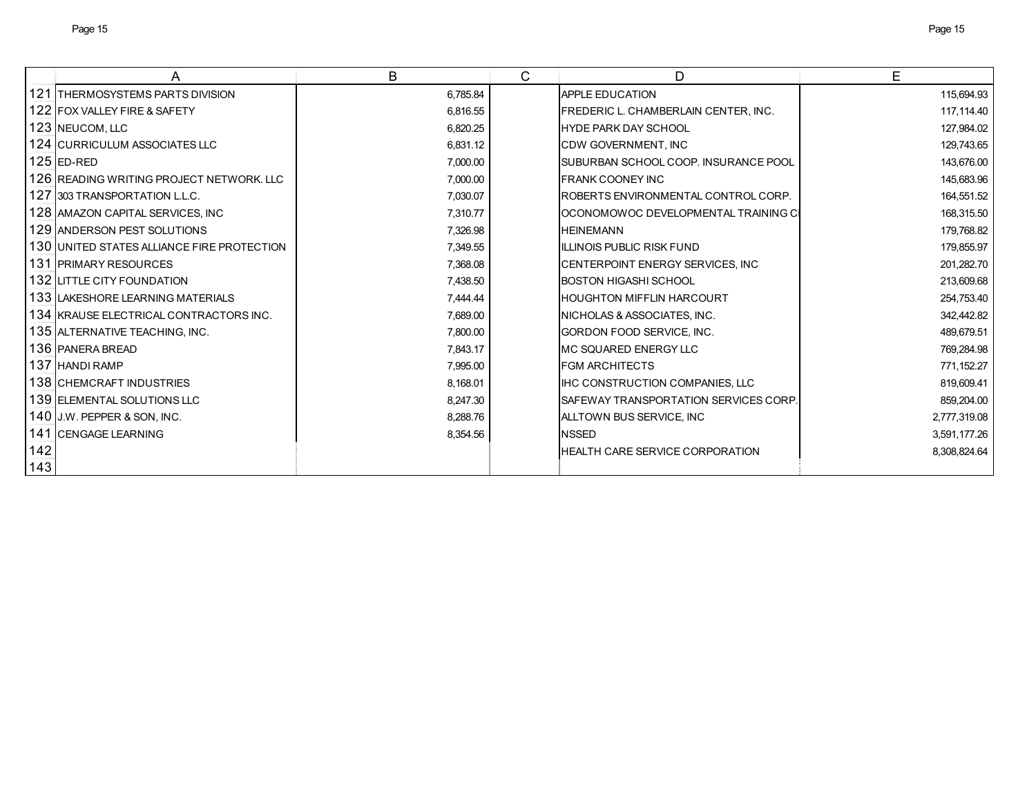| | A | B | C | D | E |
|---|---|---|---|---|---|
| 121 | THERMOSYSTEMS PARTS DIVISION | 6,785.84 | | APPLE EDUCATION | 115,694.93 |
| 122 | FOX VALLEY FIRE & SAFETY | 6,816.55 | | FREDERIC L. CHAMBERLAIN CENTER, INC. | 117,114.40 |
| 123 | NEUCOM, LLC | 6,820.25 | | HYDE PARK DAY SCHOOL | 127,984.02 |
| 124 | CURRICULUM ASSOCIATES LLC | 6,831.12 | | CDW GOVERNMENT, INC | 129,743.65 |
| 125 | ED-RED | 7,000.00 | | SUBURBAN SCHOOL COOP. INSURANCE POOL | 143,676.00 |
| 126 | READING WRITING PROJECT NETWORK. LLC | 7,000.00 | | FRANK COONEY INC | 145,683.96 |
| 127 | 303 TRANSPORTATION L.L.C. | 7,030.07 | | ROBERTS ENVIRONMENTAL CONTROL CORP. | 164,551.52 |
| 128 | AMAZON CAPITAL SERVICES, INC | 7,310.77 | | OCONOMOWOC DEVELOPMENTAL TRAINING C | 168,315.50 |
| 129 | ANDERSON PEST SOLUTIONS | 7,326.98 | | HEINEMANN | 179,768.82 |
| 130 | UNITED STATES ALLIANCE FIRE PROTECTION | 7,349.55 | | ILLINOIS PUBLIC RISK FUND | 179,855.97 |
| 131 | PRIMARY RESOURCES | 7,368.08 | | CENTERPOINT ENERGY SERVICES, INC | 201,282.70 |
| 132 | LITTLE CITY FOUNDATION | 7,438.50 | | BOSTON HIGASHI SCHOOL | 213,609.68 |
| 133 | LAKESHORE LEARNING MATERIALS | 7,444.44 | | HOUGHTON MIFFLIN HARCOURT | 254,753.40 |
| 134 | KRAUSE ELECTRICAL CONTRACTORS INC. | 7,689.00 | | NICHOLAS & ASSOCIATES, INC. | 342,442.82 |
| 135 | ALTERNATIVE TEACHING, INC. | 7,800.00 | | GORDON FOOD SERVICE, INC. | 489,679.51 |
| 136 | PANERA BREAD | 7,843.17 | | MC SQUARED ENERGY LLC | 769,284.98 |
| 137 | HANDI RAMP | 7,995.00 | | FGM ARCHITECTS | 771,152.27 |
| 138 | CHEMCRAFT INDUSTRIES | 8,168.01 | | IHC CONSTRUCTION COMPANIES, LLC | 819,609.41 |
| 139 | ELEMENTAL SOLUTIONS LLC | 8,247.30 | | SAFEWAY TRANSPORTATION SERVICES CORP. | 859,204.00 |
| 140 | J.W. PEPPER & SON, INC. | 8,288.76 | | ALLTOWN BUS SERVICE, INC | 2,777,319.08 |
| 141 | CENGAGE LEARNING | 8,354.56 | | NSSED | 3,591,177.26 |
| 142 | | | | HEALTH CARE SERVICE CORPORATION | 8,308,824.64 |
| 143 | | | | | |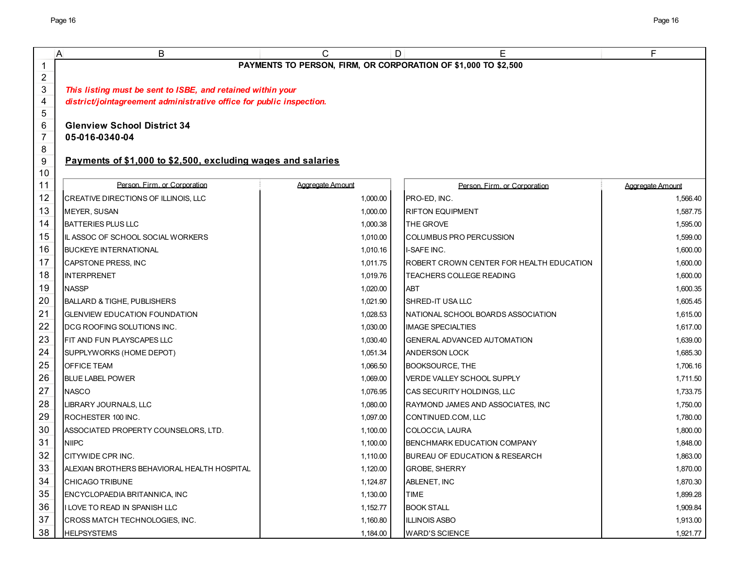# PAYMENTS TO PERSON, FIRM, OR CORPORATION OF $1,000 TO $2,500

***This listing must be sent to ISBE, and retained within your district/jointagreement administrative office for public inspection.***

**Glenview School District 34**
**05-016-0340-04**

## Payments of $1,000 to $2,500, excluding wages and salaries

| Person, Firm, or Corporation | Aggregate Amount |
|---|---|
| CREATIVE DIRECTIONS OF ILLINOIS, LLC | 1,000.00 |
| MEYER, SUSAN | 1,000.00 |
| BATTERIES PLUS LLC | 1,000.38 |
| IL ASSOC OF SCHOOL SOCIAL WORKERS | 1,010.00 |
| BUCKEYE INTERNATIONAL | 1,010.16 |
| CAPSTONE PRESS, INC | 1,011.75 |
| INTERPRENET | 1,019.76 |
| NASSP | 1,020.00 |
| BALLARD & TIGHE, PUBLISHERS | 1,021.90 |
| GLENVIEW EDUCATION FOUNDATION | 1,028.53 |
| DCG ROOFING SOLUTIONS INC. | 1,030.00 |
| FIT AND FUN PLAYSCAPES LLC | 1,030.40 |
| SUPPLYWORKS (HOME DEPOT) | 1,051.34 |
| OFFICE TEAM | 1,066.50 |
| BLUE LABEL POWER | 1,069.00 |
| NASCO | 1,076.95 |
| LIBRARY JOURNALS, LLC | 1,080.00 |
| ROCHESTER 100 INC. | 1,097.00 |
| ASSOCIATED PROPERTY COUNSELORS, LTD. | 1,100.00 |
| NIIPC | 1,100.00 |
| CITYWIDE CPR INC. | 1,110.00 |
| ALEXIAN BROTHERS BEHAVIORAL HEALTH HOSPITAL | 1,120.00 |
| CHICAGO TRIBUNE | 1,124.87 |
| ENCYCLOPAEDIA BRITANNICA, INC | 1,130.00 |
| I LOVE TO READ IN SPANISH LLC | 1,152.77 |
| CROSS MATCH TECHNOLOGIES, INC. | 1,160.80 |
| HELPSYSTEMS | 1,184.00 |
| PRO-ED, INC. | 1,566.40 |
| RIFTON EQUIPMENT | 1,587.75 |
| THE GROVE | 1,595.00 |
| COLUMBUS PRO PERCUSSION | 1,599.00 |
| I-SAFE INC. | 1,600.00 |
| ROBERT CROWN CENTER FOR HEALTH EDUCATION | 1,600.00 |
| TEACHERS COLLEGE READING | 1,600.00 |
| ABT | 1,600.35 |
| SHRED-IT USA LLC | 1,605.45 |
| NATIONAL SCHOOL BOARDS ASSOCIATION | 1,615.00 |
| IMAGE SPECIALTIES | 1,617.00 |
| GENERAL ADVANCED AUTOMATION | 1,639.00 |
| ANDERSON LOCK | 1,685.30 |
| BOOKSOURCE, THE | 1,706.16 |
| VERDE VALLEY SCHOOL SUPPLY | 1,711.50 |
| CAS SECURITY HOLDINGS, LLC | 1,733.75 |
| RAYMOND JAMES AND ASSOCIATES, INC | 1,750.00 |
| CONTINUED.COM, LLC | 1,780.00 |
| COLOCCIA, LAURA | 1,800.00 |
| BENCHMARK EDUCATION COMPANY | 1,848.00 |
| BUREAU OF EDUCATION & RESEARCH | 1,863.00 |
| GROBE, SHERRY | 1,870.00 |
| ABLENET, INC | 1,870.30 |
| TIME | 1,899.28 |
| BOOK STALL | 1,909.84 |
| ILLINOIS ASBO | 1,913.00 |
| WARD'S SCIENCE | 1,921.77 |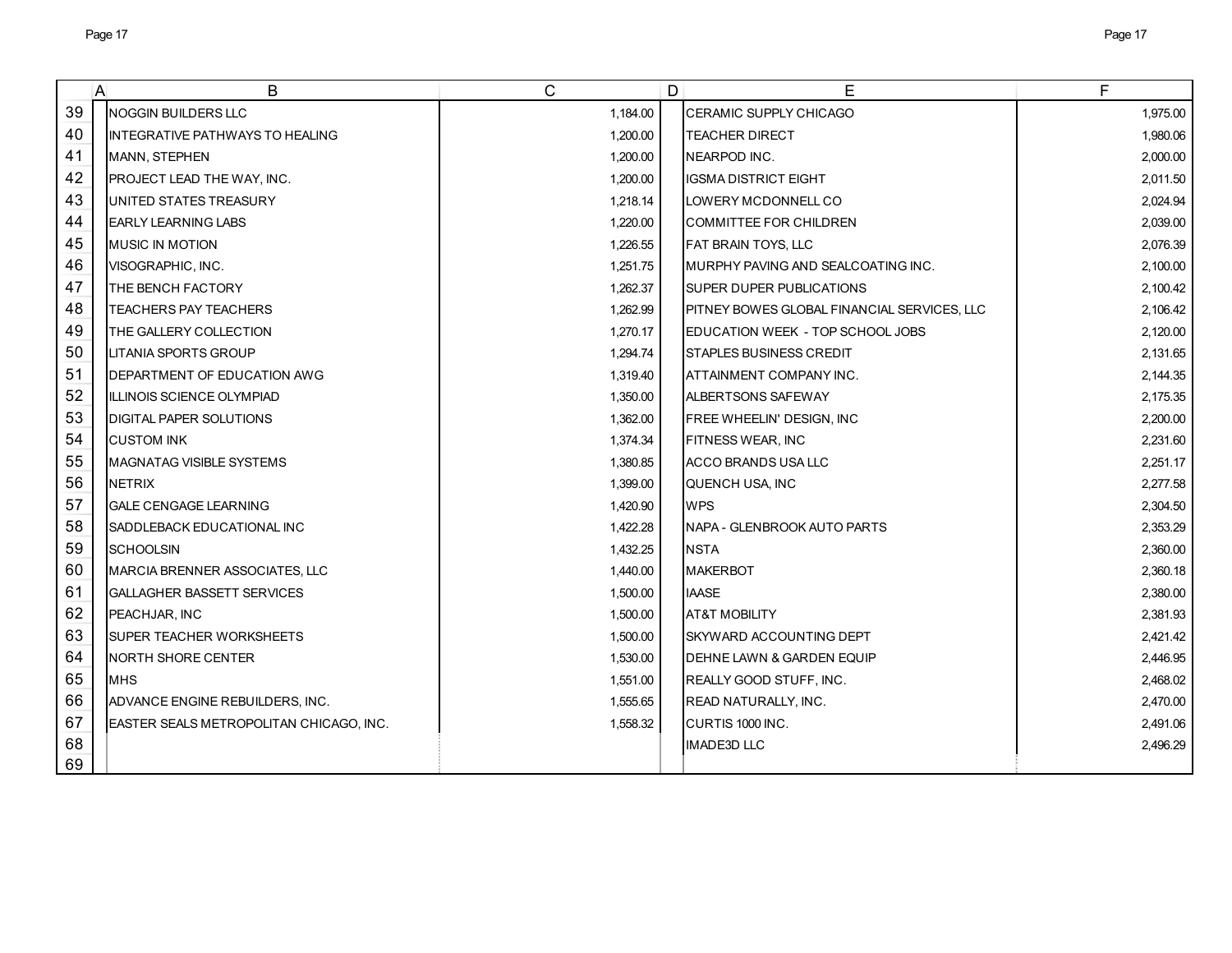| | A | B | C | D | E | F |
|---|---|---|---|---|---|---|
| 39 | | NOGGIN BUILDERS LLC | 1,184.00 | | CERAMIC SUPPLY CHICAGO | 1,975.00 |
| 40 | | INTEGRATIVE PATHWAYS TO HEALING | 1,200.00 | | TEACHER DIRECT | 1,980.06 |
| 41 | | MANN, STEPHEN | 1,200.00 | | NEARPOD INC. | 2,000.00 |
| 42 | | PROJECT LEAD THE WAY, INC. | 1,200.00 | | IGSMA DISTRICT EIGHT | 2,011.50 |
| 43 | | UNITED STATES TREASURY | 1,218.14 | | LOWERY MCDONNELL CO | 2,024.94 |
| 44 | | EARLY LEARNING LABS | 1,220.00 | | COMMITTEE FOR CHILDREN | 2,039.00 |
| 45 | | MUSIC IN MOTION | 1,226.55 | | FAT BRAIN TOYS, LLC | 2,076.39 |
| 46 | | VISOGRAPHIC, INC. | 1,251.75 | | MURPHY PAVING AND SEALCOATING INC. | 2,100.00 |
| 47 | | THE BENCH FACTORY | 1,262.37 | | SUPER DUPER PUBLICATIONS | 2,100.42 |
| 48 | | TEACHERS PAY TEACHERS | 1,262.99 | | PITNEY BOWES GLOBAL FINANCIAL SERVICES, LLC | 2,106.42 |
| 49 | | THE GALLERY COLLECTION | 1,270.17 | | EDUCATION WEEK - TOP SCHOOL JOBS | 2,120.00 |
| 50 | | LITANIA SPORTS GROUP | 1,294.74 | | STAPLES BUSINESS CREDIT | 2,131.65 |
| 51 | | DEPARTMENT OF EDUCATION AWG | 1,319.40 | | ATTAINMENT COMPANY INC. | 2,144.35 |
| 52 | | ILLINOIS SCIENCE OLYMPIAD | 1,350.00 | | ALBERTSONS SAFEWAY | 2,175.35 |
| 53 | | DIGITAL PAPER SOLUTIONS | 1,362.00 | | FREE WHEELIN' DESIGN, INC | 2,200.00 |
| 54 | | CUSTOM INK | 1,374.34 | | FITNESS WEAR, INC | 2,231.60 |
| 55 | | MAGNATAG VISIBLE SYSTEMS | 1,380.85 | | ACCO BRANDS USA LLC | 2,251.17 |
| 56 | | NETRIX | 1,399.00 | | QUENCH USA, INC | 2,277.58 |
| 57 | | GALE CENGAGE LEARNING | 1,420.90 | | WPS | 2,304.50 |
| 58 | | SADDLEBACK EDUCATIONAL INC | 1,422.28 | | NAPA - GLENBROOK AUTO PARTS | 2,353.29 |
| 59 | | SCHOOLSIN | 1,432.25 | | NSTA | 2,360.00 |
| 60 | | MARCIA BRENNER ASSOCIATES, LLC | 1,440.00 | | MAKERBOT | 2,360.18 |
| 61 | | GALLAGHER BASSETT SERVICES | 1,500.00 | | IAASE | 2,380.00 |
| 62 | | PEACHJAR, INC | 1,500.00 | | AT&T MOBILITY | 2,381.93 |
| 63 | | SUPER TEACHER WORKSHEETS | 1,500.00 | | SKYWARD ACCOUNTING DEPT | 2,421.42 |
| 64 | | NORTH SHORE CENTER | 1,530.00 | | DEHNE LAWN & GARDEN EQUIP | 2,446.95 |
| 65 | | MHS | 1,551.00 | | REALLY GOOD STUFF, INC. | 2,468.02 |
| 66 | | ADVANCE ENGINE REBUILDERS, INC. | 1,555.65 | | READ NATURALLY, INC. | 2,470.00 |
| 67 | | EASTER SEALS METROPOLITAN CHICAGO, INC. | 1,558.32 | | CURTIS 1000 INC. | 2,491.06 |
| 68 | | | | | IMADE3D LLC | 2,496.29 |
| 69 | | | | | | |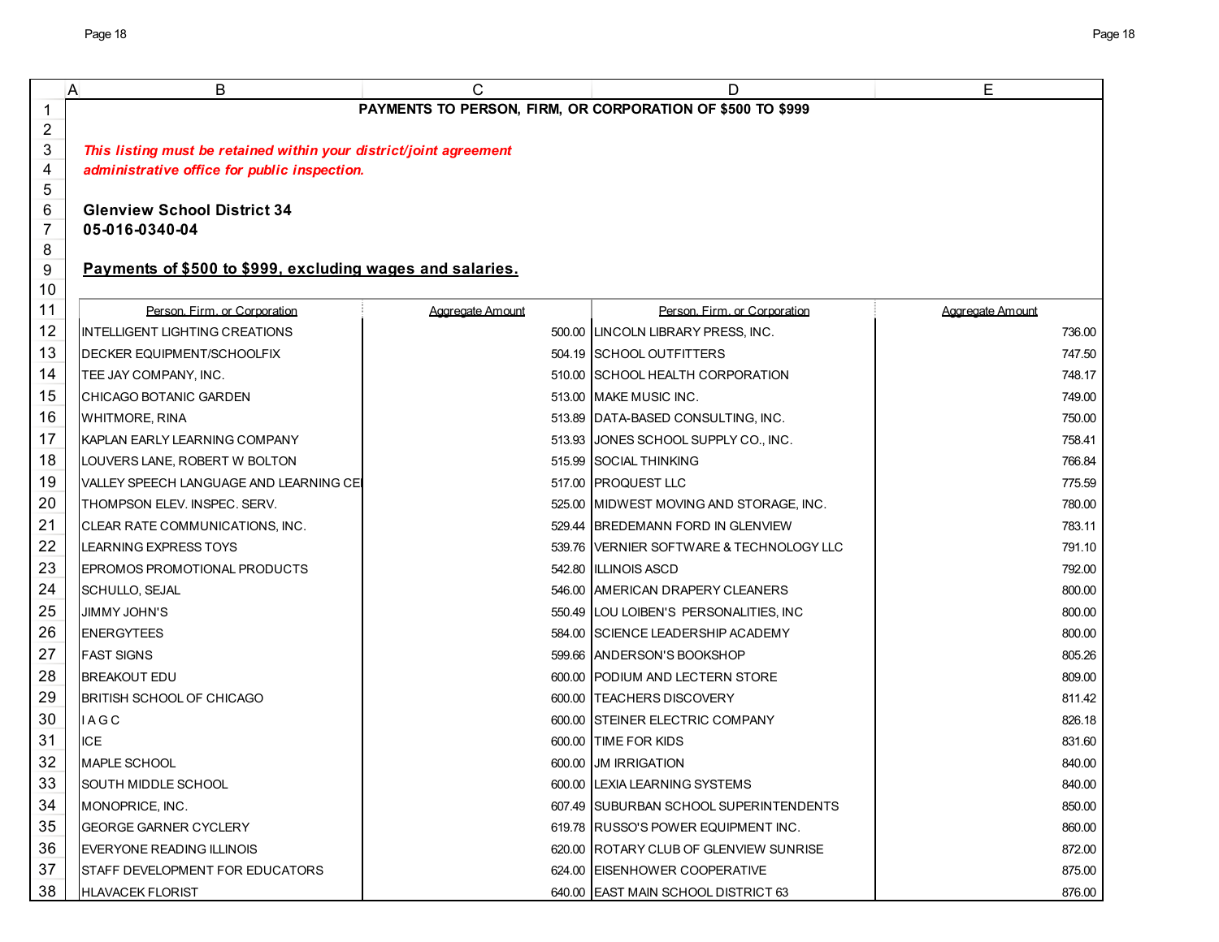# PAYMENTS TO PERSON, FIRM, OR CORPORATION OF $500 TO $999

***This listing must be retained within your district/joint agreement administrative office for public inspection.***

**Glenview School District 34**
**05-016-0340-04**

**Payments of $500 to $999, excluding wages and salaries.**

| Person, Firm, or Corporation | Aggregate Amount | Person, Firm, or Corporation | Aggregate Amount |
|---|---|---|---|
| INTELLIGENT LIGHTING CREATIONS | 500.00 | LINCOLN LIBRARY PRESS, INC. | 736.00 |
| DECKER EQUIPMENT/SCHOOLFIX | 504.19 | SCHOOL OUTFITTERS | 747.50 |
| TEE JAY COMPANY, INC. | 510.00 | SCHOOL HEALTH CORPORATION | 748.17 |
| CHICAGO BOTANIC GARDEN | 513.00 | MAKE MUSIC INC. | 749.00 |
| WHITMORE, RINA | 513.89 | DATA-BASED CONSULTING, INC. | 750.00 |
| KAPLAN EARLY LEARNING COMPANY | 513.93 | JONES SCHOOL SUPPLY CO., INC. | 758.41 |
| LOUVERS LANE, ROBERT W BOLTON | 515.99 | SOCIAL THINKING | 766.84 |
| VALLEY SPEECH LANGUAGE AND LEARNING CEI | 517.00 | PROQUEST LLC | 775.59 |
| THOMPSON ELEV. INSPEC. SERV. | 525.00 | MIDWEST MOVING AND STORAGE, INC. | 780.00 |
| CLEAR RATE COMMUNICATIONS, INC. | 529.44 | BREDEMANN FORD IN GLENVIEW | 783.11 |
| LEARNING EXPRESS TOYS | 539.76 | VERNIER SOFTWARE & TECHNOLOGY LLC | 791.10 |
| EPROMOS PROMOTIONAL PRODUCTS | 542.80 | ILLINOIS ASCD | 792.00 |
| SCHULLO, SEJAL | 546.00 | AMERICAN DRAPERY CLEANERS | 800.00 |
| JIMMY JOHN'S | 550.49 | LOU LOIBEN'S PERSONALITIES, INC | 800.00 |
| ENERGYTEES | 584.00 | SCIENCE LEADERSHIP ACADEMY | 800.00 |
| FAST SIGNS | 599.66 | ANDERSON'S BOOKSHOP | 805.26 |
| BREAKOUT EDU | 600.00 | PODIUM AND LECTERN STORE | 809.00 |
| BRITISH SCHOOL OF CHICAGO | 600.00 | TEACHERS DISCOVERY | 811.42 |
| I A G C | 600.00 | STEINER ELECTRIC COMPANY | 826.18 |
| ICE | 600.00 | TIME FOR KIDS | 831.60 |
| MAPLE SCHOOL | 600.00 | JM IRRIGATION | 840.00 |
| SOUTH MIDDLE SCHOOL | 600.00 | LEXIA LEARNING SYSTEMS | 840.00 |
| MONOPRICE, INC. | 607.49 | SUBURBAN SCHOOL SUPERINTENDENTS | 850.00 |
| GEORGE GARNER CYCLERY | 619.78 | RUSSO'S POWER EQUIPMENT INC. | 860.00 |
| EVERYONE READING ILLINOIS | 620.00 | ROTARY CLUB OF GLENVIEW SUNRISE | 872.00 |
| STAFF DEVELOPMENT FOR EDUCATORS | 624.00 | EISENHOWER COOPERATIVE | 875.00 |
| HLAVACEK FLORIST | 640.00 | EAST MAIN SCHOOL DISTRICT 63 | 876.00 |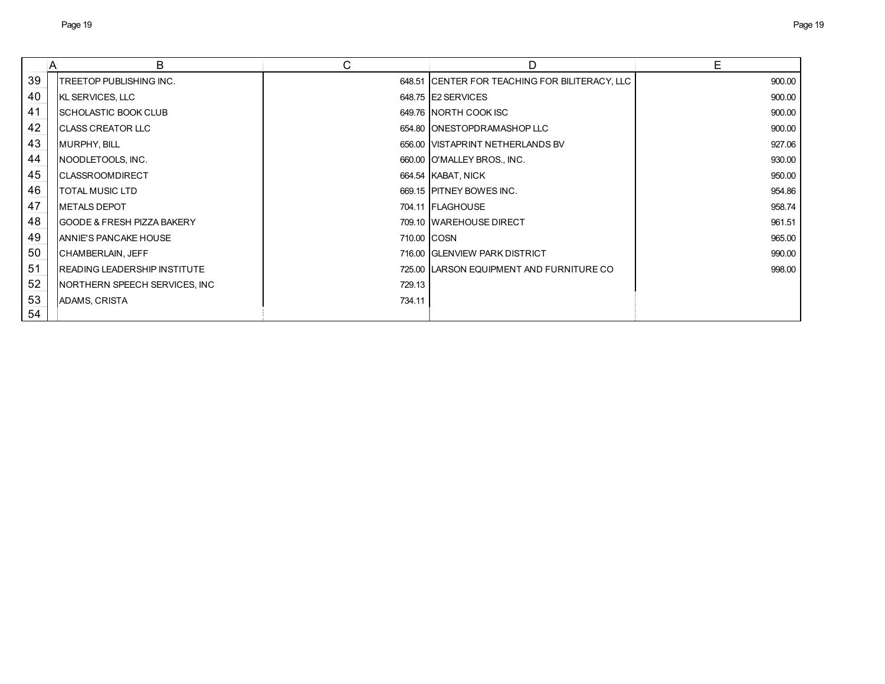| | A | B | C | D | E |
|---|---|---|---|---|---|
| 39 | | TREETOP PUBLISHING INC. | 648.51 | CENTER FOR TEACHING FOR BILITERACY, LLC | 900.00 |
| 40 | | KL SERVICES, LLC | 648.75 | E2 SERVICES | 900.00 |
| 41 | | SCHOLASTIC BOOK CLUB | 649.76 | NORTH COOK ISC | 900.00 |
| 42 | | CLASS CREATOR LLC | 654.80 | ONESTOPDRAMASHOP LLC | 900.00 |
| 43 | | MURPHY, BILL | 656.00 | VISTAPRINT NETHERLANDS BV | 927.06 |
| 44 | | NOODLETOOLS, INC. | 660.00 | O'MALLEY BROS., INC. | 930.00 |
| 45 | | CLASSROOMDIRECT | 664.54 | KABAT, NICK | 950.00 |
| 46 | | TOTAL MUSIC LTD | 669.15 | PITNEY BOWES INC. | 954.86 |
| 47 | | METALS DEPOT | 704.11 | FLAGHOUSE | 958.74 |
| 48 | | GOODE & FRESH PIZZA BAKERY | 709.10 | WAREHOUSE DIRECT | 961.51 |
| 49 | | ANNIE'S PANCAKE HOUSE | 710.00 | COSN | 965.00 |
| 50 | | CHAMBERLAIN, JEFF | 716.00 | GLENVIEW PARK DISTRICT | 990.00 |
| 51 | | READING LEADERSHIP INSTITUTE | 725.00 | LARSON EQUIPMENT AND FURNITURE CO | 998.00 |
| 52 | | NORTHERN SPEECH SERVICES, INC | 729.13 | | |
| 53 | | ADAMS, CRISTA | 734.11 | | |
| 54 | | | | | |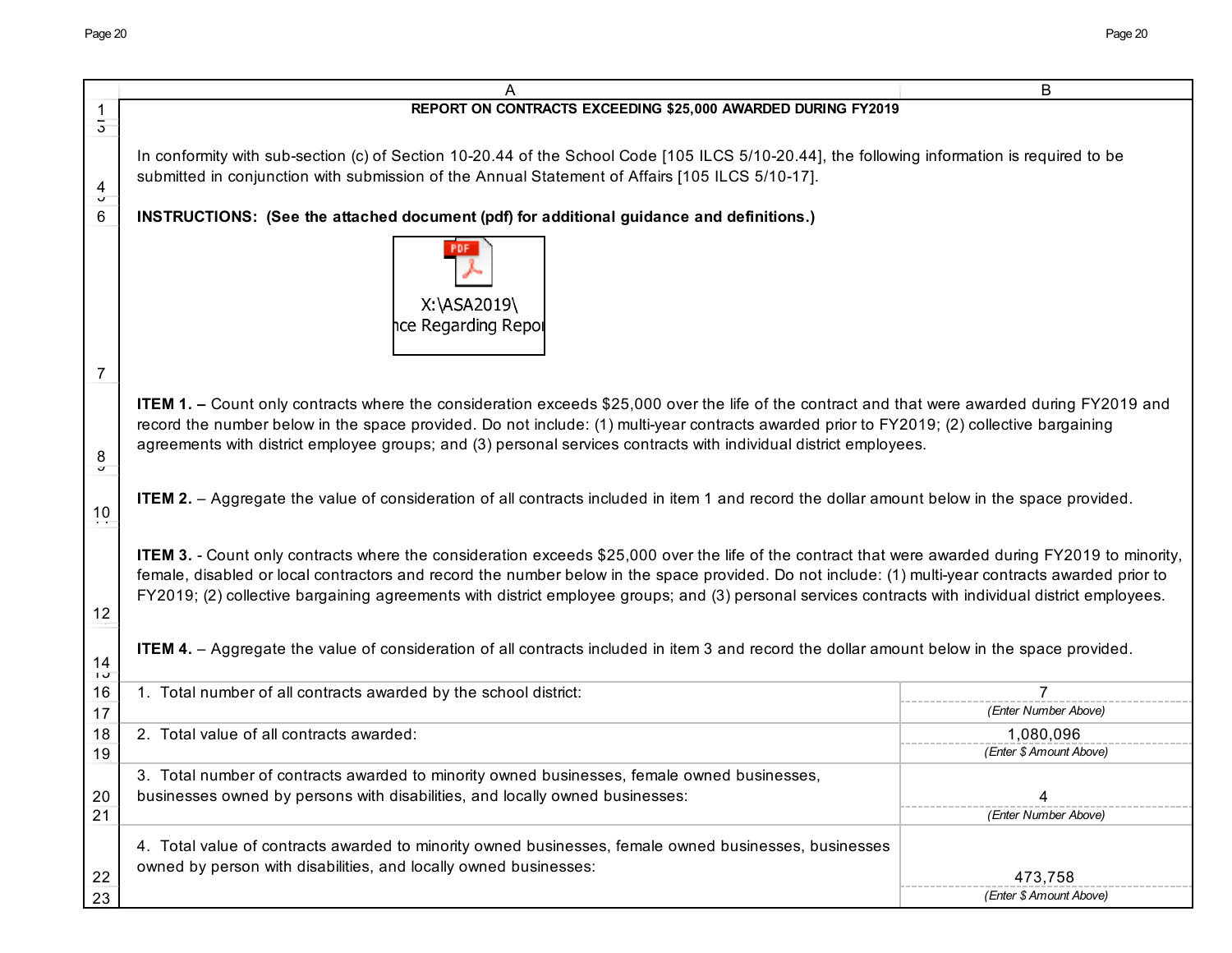## REPORT ON CONTRACTS EXCEEDING $25,000 AWARDED DURING FY2019

In conformity with sub-section (c) of Section 10-20.44 of the School Code [105 ILCS 5/10-20.44], the following information is required to be submitted in conjunction with submission of the Annual Statement of Affairs [105 ILCS 5/10-17].

**INSTRUCTIONS: (See the attached document (pdf) for additional guidance and definitions.)**

X:\ASA2019\ nce Regarding Repor

**ITEM 1. –** Count only contracts where the consideration exceeds $25,000 over the life of the contract and that were awarded during FY2019 and record the number below in the space provided. Do not include: (1) multi-year contracts awarded prior to FY2019; (2) collective bargaining agreements with district employee groups; and (3) personal services contracts with individual district employees.

**ITEM 2.** – Aggregate the value of consideration of all contracts included in item 1 and record the dollar amount below in the space provided.

**ITEM 3.** - Count only contracts where the consideration exceeds $25,000 over the life of the contract that were awarded during FY2019 to minority, female, disabled or local contractors and record the number below in the space provided. Do not include: (1) multi-year contracts awarded prior to FY2019; (2) collective bargaining agreements with district employee groups; and (3) personal services contracts with individual district employees.

**ITEM 4.** – Aggregate the value of consideration of all contracts included in item 3 and record the dollar amount below in the space provided.

| | |
|---|---|
| 1. Total number of all contracts awarded by the school district: | 7 *(Enter Number Above)* |
| 2. Total value of all contracts awarded: | 1,080,096 *(Enter $ Amount Above)* |
| 3. Total number of contracts awarded to minority owned businesses, female owned businesses, businesses owned by persons with disabilities, and locally owned businesses: | 4 *(Enter Number Above)* |
| 4. Total value of contracts awarded to minority owned businesses, female owned businesses, businesses owned by person with disabilities, and locally owned businesses: | 473,758 *(Enter $ Amount Above)* |